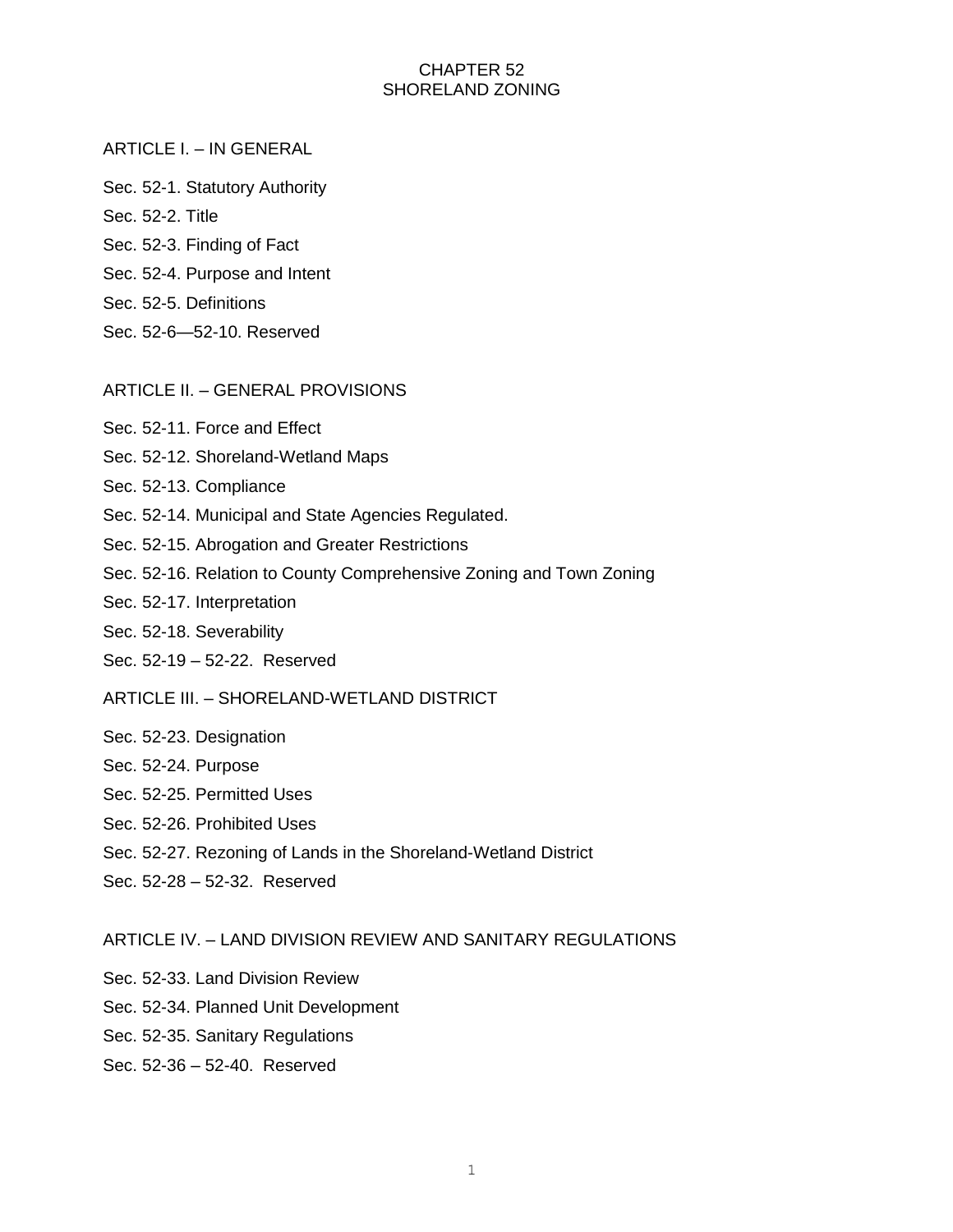# CHAPTER 52
# SHORELAND ZONING

## ARTICLE I. – IN GENERAL

Sec. 52-1. Statutory Authority

Sec. 52-2. Title

Sec. 52-3. Finding of Fact

Sec. 52-4. Purpose and Intent

Sec. 52-5. Definitions

Sec. 52-6—52-10. Reserved

## ARTICLE II. – GENERAL PROVISIONS

Sec. 52-11. Force and Effect

Sec. 52-12. Shoreland-Wetland Maps

Sec. 52-13. Compliance

Sec. 52-14. Municipal and State Agencies Regulated.

Sec. 52-15. Abrogation and Greater Restrictions

Sec. 52-16. Relation to County Comprehensive Zoning and Town Zoning

Sec. 52-17. Interpretation

Sec. 52-18. Severability

Sec. 52-19 – 52-22. Reserved

## ARTICLE III. – SHORELAND-WETLAND DISTRICT

Sec. 52-23. Designation

Sec. 52-24. Purpose

Sec. 52-25. Permitted Uses

Sec. 52-26. Prohibited Uses

Sec. 52-27. Rezoning of Lands in the Shoreland-Wetland District

Sec. 52-28 – 52-32. Reserved

## ARTICLE IV. – LAND DIVISION REVIEW AND SANITARY REGULATIONS

Sec. 52-33. Land Division Review

Sec. 52-34. Planned Unit Development

Sec. 52-35. Sanitary Regulations

Sec. 52-36 – 52-40. Reserved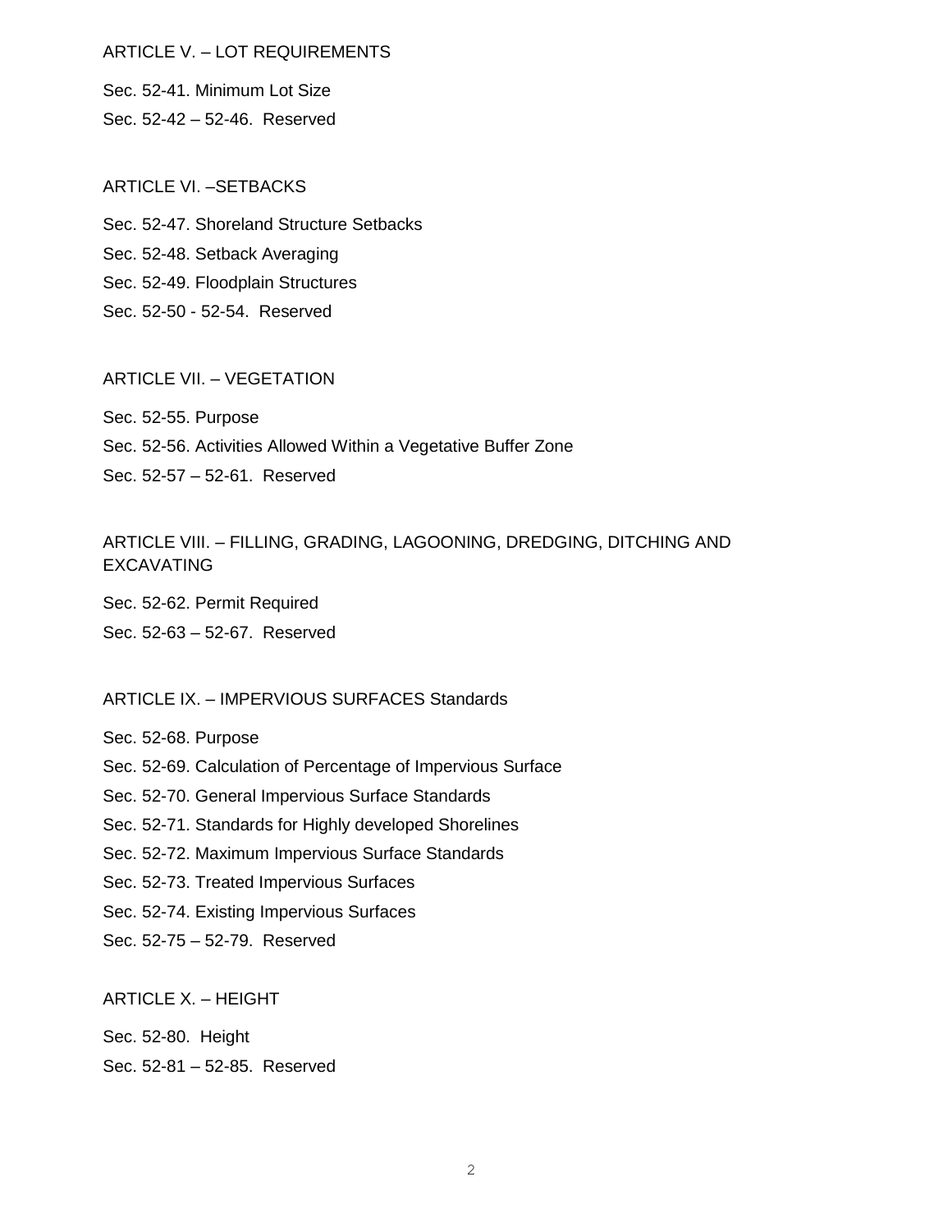ARTICLE V. – LOT REQUIREMENTS

Sec. 52-41. Minimum Lot Size

Sec. 52-42 – 52-46. Reserved

ARTICLE VI. –SETBACKS

Sec. 52-47. Shoreland Structure Setbacks

Sec. 52-48. Setback Averaging

Sec. 52-49. Floodplain Structures

Sec. 52-50 - 52-54. Reserved

ARTICLE VII. – VEGETATION

Sec. 52-55. Purpose

Sec. 52-56. Activities Allowed Within a Vegetative Buffer Zone

Sec. 52-57 – 52-61. Reserved

ARTICLE VIII. – FILLING, GRADING, LAGOONING, DREDGING, DITCHING AND EXCAVATING

Sec. 52-62. Permit Required

Sec. 52-63 – 52-67. Reserved

ARTICLE IX. – IMPERVIOUS SURFACES Standards

Sec. 52-68. Purpose

Sec. 52-69. Calculation of Percentage of Impervious Surface

Sec. 52-70. General Impervious Surface Standards

Sec. 52-71. Standards for Highly developed Shorelines

Sec. 52-72. Maximum Impervious Surface Standards

Sec. 52-73. Treated Impervious Surfaces

Sec. 52-74. Existing Impervious Surfaces

Sec. 52-75 – 52-79. Reserved

ARTICLE X. – HEIGHT

Sec. 52-80. Height

Sec. 52-81 – 52-85. Reserved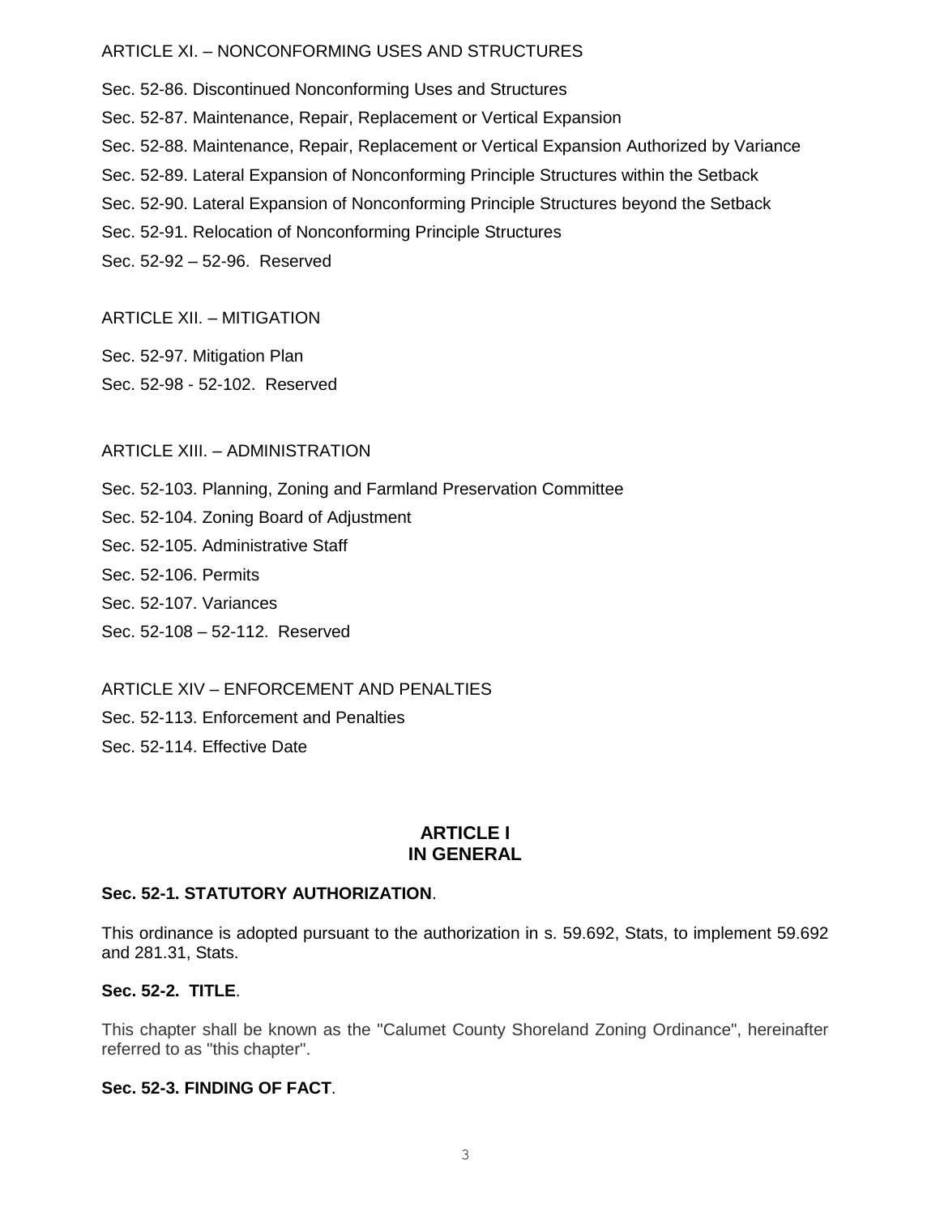ARTICLE XI. – NONCONFORMING USES AND STRUCTURES

Sec. 52-86. Discontinued Nonconforming Uses and Structures

Sec. 52-87. Maintenance, Repair, Replacement or Vertical Expansion

Sec. 52-88. Maintenance, Repair, Replacement or Vertical Expansion Authorized by Variance

Sec. 52-89. Lateral Expansion of Nonconforming Principle Structures within the Setback

Sec. 52-90. Lateral Expansion of Nonconforming Principle Structures beyond the Setback

Sec. 52-91. Relocation of Nonconforming Principle Structures

Sec. 52-92 – 52-96. Reserved

ARTICLE XII. – MITIGATION

Sec. 52-97. Mitigation Plan

Sec. 52-98 - 52-102. Reserved

ARTICLE XIII. – ADMINISTRATION

Sec. 52-103. Planning, Zoning and Farmland Preservation Committee

Sec. 52-104. Zoning Board of Adjustment

Sec. 52-105. Administrative Staff

Sec. 52-106. Permits

Sec. 52-107. Variances

Sec. 52-108 – 52-112. Reserved

ARTICLE XIV – ENFORCEMENT AND PENALTIES

Sec. 52-113. Enforcement and Penalties

Sec. 52-114. Effective Date

# ARTICLE I
# IN GENERAL

### Sec. 52-1. STATUTORY AUTHORIZATION.

This ordinance is adopted pursuant to the authorization in s. 59.692, Stats, to implement 59.692 and 281.31, Stats.

### Sec. 52-2. TITLE.

This chapter shall be known as the "Calumet County Shoreland Zoning Ordinance", hereinafter referred to as "this chapter".

### Sec. 52-3. FINDING OF FACT.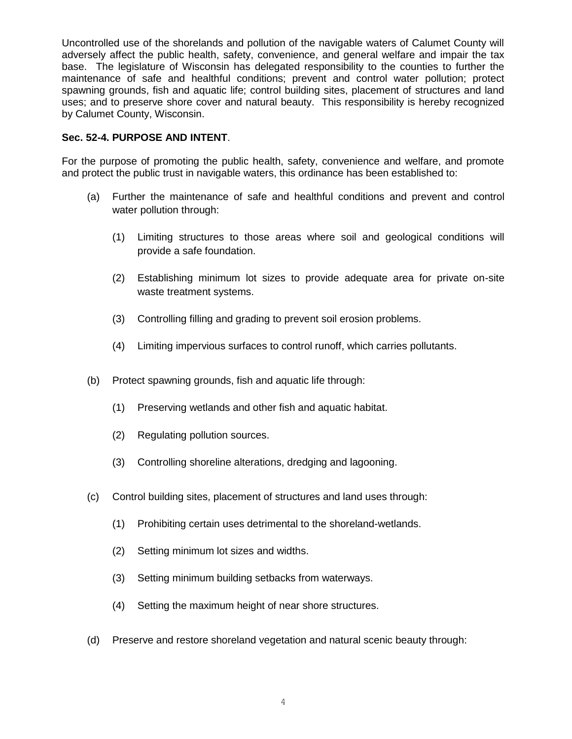Uncontrolled use of the shorelands and pollution of the navigable waters of Calumet County will adversely affect the public health, safety, convenience, and general welfare and impair the tax base. The legislature of Wisconsin has delegated responsibility to the counties to further the maintenance of safe and healthful conditions; prevent and control water pollution; protect spawning grounds, fish and aquatic life; control building sites, placement of structures and land uses; and to preserve shore cover and natural beauty. This responsibility is hereby recognized by Calumet County, Wisconsin.

**Sec. 52-4. PURPOSE AND INTENT**.

For the purpose of promoting the public health, safety, convenience and welfare, and promote and protect the public trust in navigable waters, this ordinance has been established to:

(a) Further the maintenance of safe and healthful conditions and prevent and control water pollution through:

  (1) Limiting structures to those areas where soil and geological conditions will provide a safe foundation.

  (2) Establishing minimum lot sizes to provide adequate area for private on-site waste treatment systems.

  (3) Controlling filling and grading to prevent soil erosion problems.

  (4) Limiting impervious surfaces to control runoff, which carries pollutants.

(b) Protect spawning grounds, fish and aquatic life through:

  (1) Preserving wetlands and other fish and aquatic habitat.

  (2) Regulating pollution sources.

  (3) Controlling shoreline alterations, dredging and lagooning.

(c) Control building sites, placement of structures and land uses through:

  (1) Prohibiting certain uses detrimental to the shoreland-wetlands.

  (2) Setting minimum lot sizes and widths.

  (3) Setting minimum building setbacks from waterways.

  (4) Setting the maximum height of near shore structures.

(d) Preserve and restore shoreland vegetation and natural scenic beauty through: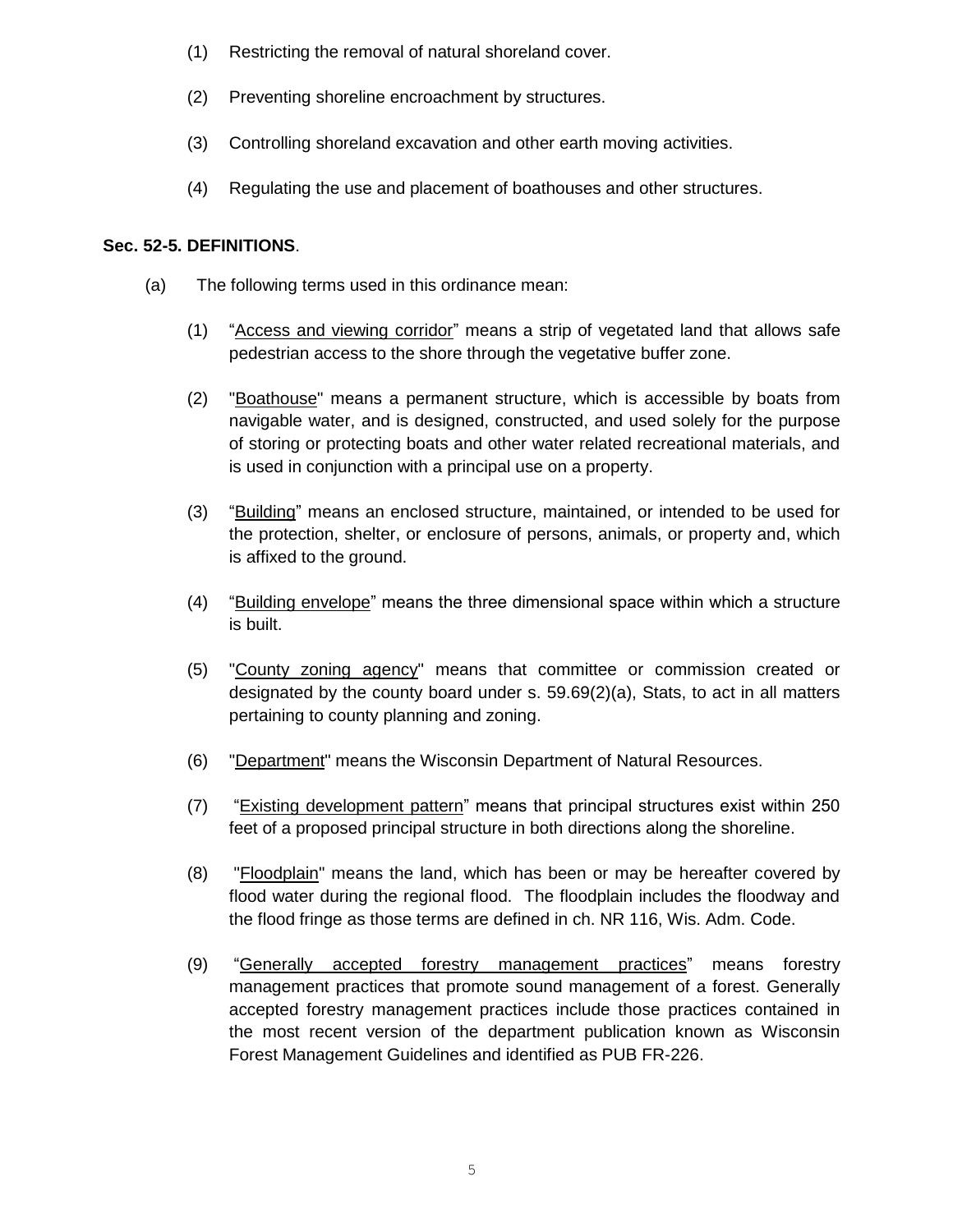(1) Restricting the removal of natural shoreland cover.

(2) Preventing shoreline encroachment by structures.

(3) Controlling shoreland excavation and other earth moving activities.

(4) Regulating the use and placement of boathouses and other structures.

**Sec. 52-5. DEFINITIONS**.

(a) The following terms used in this ordinance mean:

(1) "Access and viewing corridor" means a strip of vegetated land that allows safe pedestrian access to the shore through the vegetative buffer zone.

(2) "Boathouse" means a permanent structure, which is accessible by boats from navigable water, and is designed, constructed, and used solely for the purpose of storing or protecting boats and other water related recreational materials, and is used in conjunction with a principal use on a property.

(3) "Building" means an enclosed structure, maintained, or intended to be used for the protection, shelter, or enclosure of persons, animals, or property and, which is affixed to the ground.

(4) "Building envelope" means the three dimensional space within which a structure is built.

(5) "County zoning agency" means that committee or commission created or designated by the county board under s. 59.69(2)(a), Stats, to act in all matters pertaining to county planning and zoning.

(6) "Department" means the Wisconsin Department of Natural Resources.

(7) "Existing development pattern" means that principal structures exist within 250 feet of a proposed principal structure in both directions along the shoreline.

(8) "Floodplain" means the land, which has been or may be hereafter covered by flood water during the regional flood. The floodplain includes the floodway and the flood fringe as those terms are defined in ch. NR 116, Wis. Adm. Code.

(9) "Generally accepted forestry management practices" means forestry management practices that promote sound management of a forest. Generally accepted forestry management practices include those practices contained in the most recent version of the department publication known as Wisconsin Forest Management Guidelines and identified as PUB FR-226.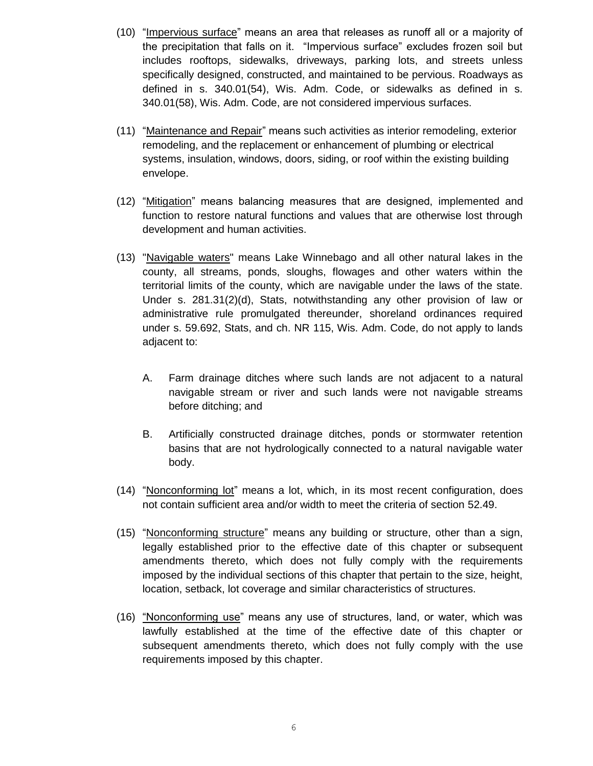(10) "Impervious surface" means an area that releases as runoff all or a majority of the precipitation that falls on it. "Impervious surface" excludes frozen soil but includes rooftops, sidewalks, driveways, parking lots, and streets unless specifically designed, constructed, and maintained to be pervious. Roadways as defined in s. 340.01(54), Wis. Adm. Code, or sidewalks as defined in s. 340.01(58), Wis. Adm. Code, are not considered impervious surfaces.

(11) "Maintenance and Repair" means such activities as interior remodeling, exterior remodeling, and the replacement or enhancement of plumbing or electrical systems, insulation, windows, doors, siding, or roof within the existing building envelope.

(12) "Mitigation" means balancing measures that are designed, implemented and function to restore natural functions and values that are otherwise lost through development and human activities.

(13) "Navigable waters" means Lake Winnebago and all other natural lakes in the county, all streams, ponds, sloughs, flowages and other waters within the territorial limits of the county, which are navigable under the laws of the state. Under s. 281.31(2)(d), Stats, notwithstanding any other provision of law or administrative rule promulgated thereunder, shoreland ordinances required under s. 59.692, Stats, and ch. NR 115, Wis. Adm. Code, do not apply to lands adjacent to:

A. Farm drainage ditches where such lands are not adjacent to a natural navigable stream or river and such lands were not navigable streams before ditching; and

B. Artificially constructed drainage ditches, ponds or stormwater retention basins that are not hydrologically connected to a natural navigable water body.

(14) "Nonconforming lot" means a lot, which, in its most recent configuration, does not contain sufficient area and/or width to meet the criteria of section 52.49.

(15) "Nonconforming structure" means any building or structure, other than a sign, legally established prior to the effective date of this chapter or subsequent amendments thereto, which does not fully comply with the requirements imposed by the individual sections of this chapter that pertain to the size, height, location, setback, lot coverage and similar characteristics of structures.

(16) "Nonconforming use" means any use of structures, land, or water, which was lawfully established at the time of the effective date of this chapter or subsequent amendments thereto, which does not fully comply with the use requirements imposed by this chapter.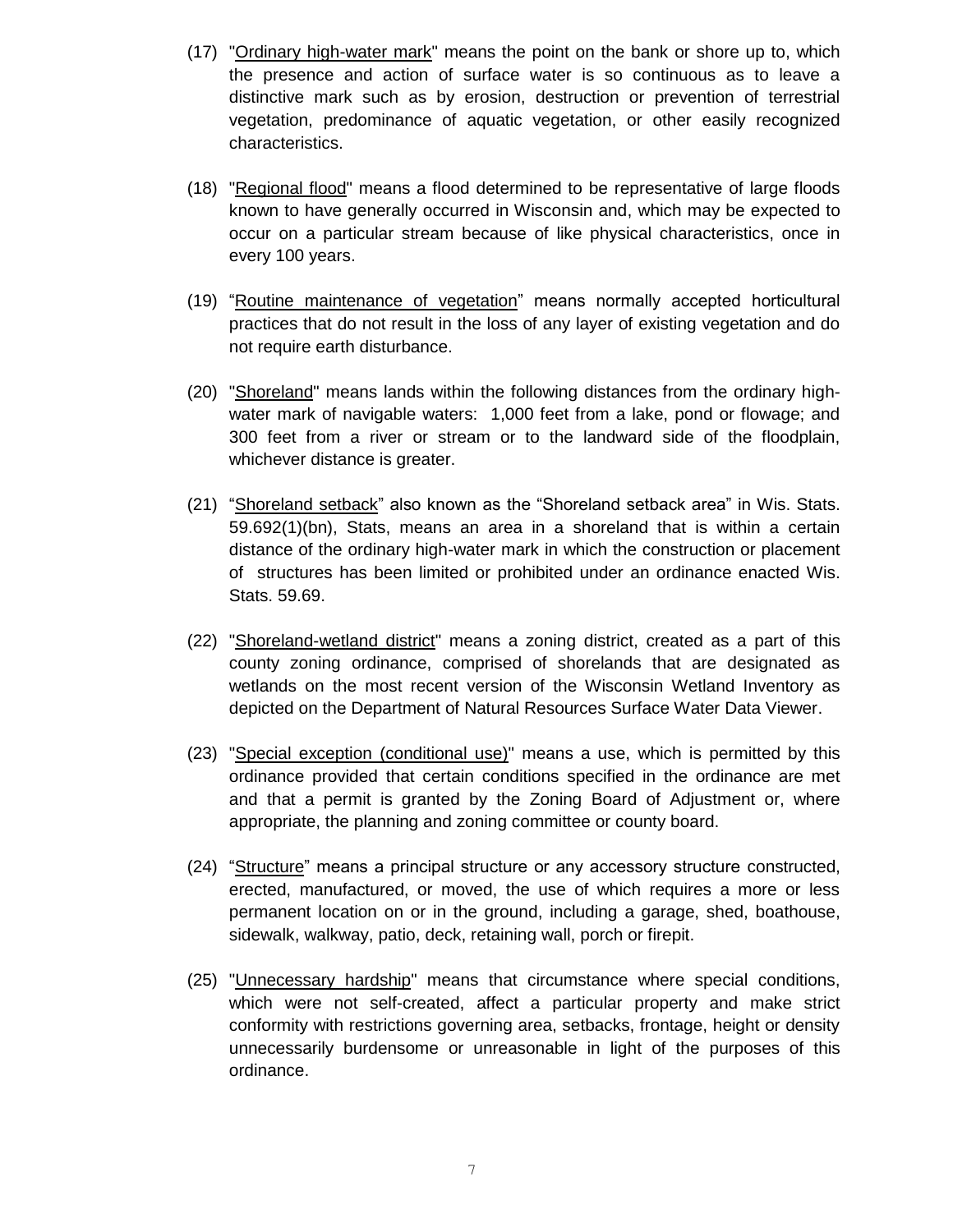(17) "<u>Ordinary high-water mark</u>" means the point on the bank or shore up to, which the presence and action of surface water is so continuous as to leave a distinctive mark such as by erosion, destruction or prevention of terrestrial vegetation, predominance of aquatic vegetation, or other easily recognized characteristics.

(18) "<u>Regional flood</u>" means a flood determined to be representative of large floods known to have generally occurred in Wisconsin and, which may be expected to occur on a particular stream because of like physical characteristics, once in every 100 years.

(19) "<u>Routine maintenance of vegetation</u>" means normally accepted horticultural practices that do not result in the loss of any layer of existing vegetation and do not require earth disturbance.

(20) "<u>Shoreland</u>" means lands within the following distances from the ordinary high-water mark of navigable waters: 1,000 feet from a lake, pond or flowage; and 300 feet from a river or stream or to the landward side of the floodplain, whichever distance is greater.

(21) "<u>Shoreland setback</u>" also known as the "Shoreland setback area" in Wis. Stats. 59.692(1)(bn), Stats, means an area in a shoreland that is within a certain distance of the ordinary high-water mark in which the construction or placement of structures has been limited or prohibited under an ordinance enacted Wis. Stats. 59.69.

(22) "<u>Shoreland-wetland district</u>" means a zoning district, created as a part of this county zoning ordinance, comprised of shorelands that are designated as wetlands on the most recent version of the Wisconsin Wetland Inventory as depicted on the Department of Natural Resources Surface Water Data Viewer.

(23) "<u>Special exception (conditional use)</u>" means a use, which is permitted by this ordinance provided that certain conditions specified in the ordinance are met and that a permit is granted by the Zoning Board of Adjustment or, where appropriate, the planning and zoning committee or county board.

(24) "<u>Structure</u>" means a principal structure or any accessory structure constructed, erected, manufactured, or moved, the use of which requires a more or less permanent location on or in the ground, including a garage, shed, boathouse, sidewalk, walkway, patio, deck, retaining wall, porch or firepit.

(25) "<u>Unnecessary hardship</u>" means that circumstance where special conditions, which were not self-created, affect a particular property and make strict conformity with restrictions governing area, setbacks, frontage, height or density unnecessarily burdensome or unreasonable in light of the purposes of this ordinance.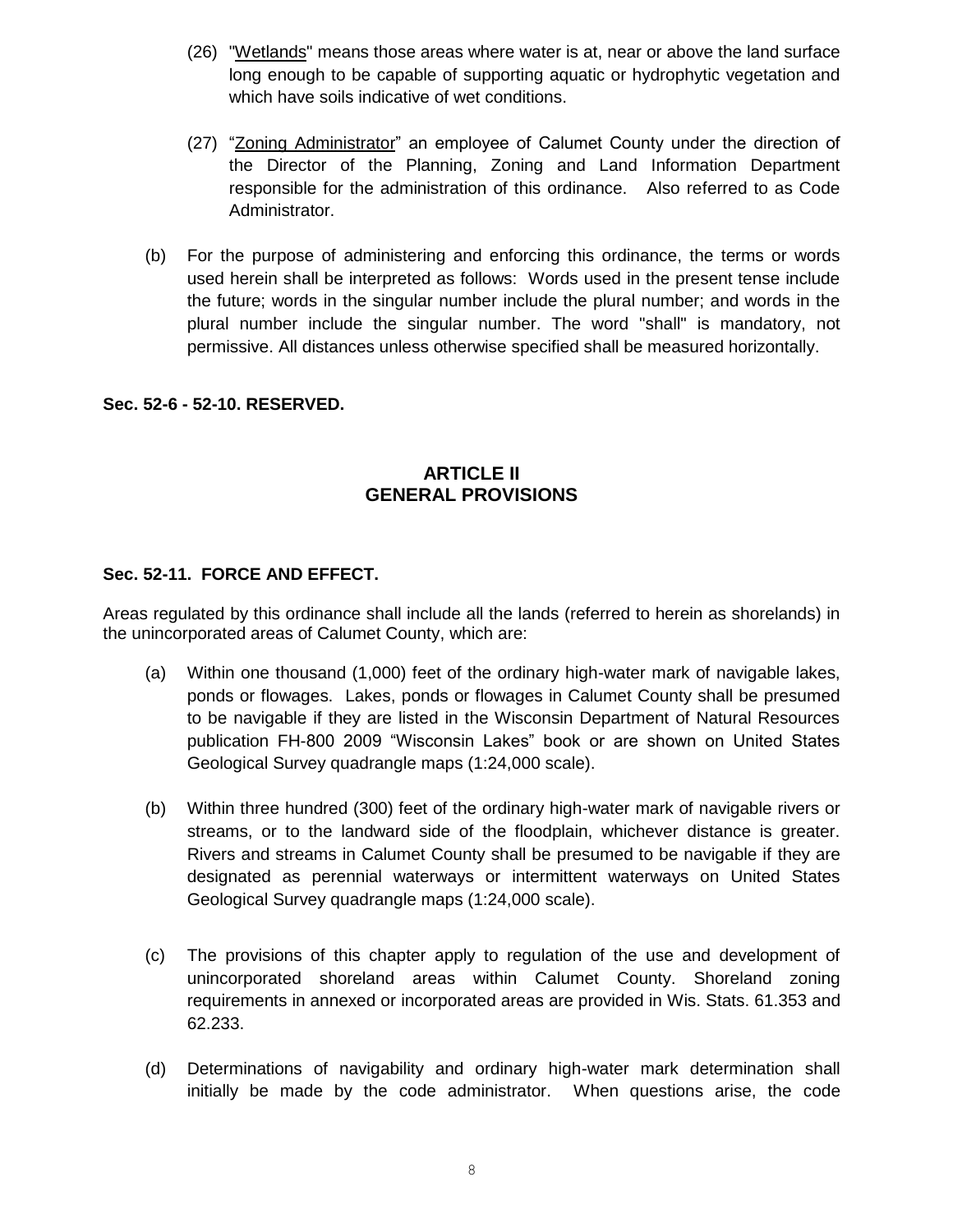(26) "Wetlands" means those areas where water is at, near or above the land surface long enough to be capable of supporting aquatic or hydrophytic vegetation and which have soils indicative of wet conditions.

(27) "Zoning Administrator" an employee of Calumet County under the direction of the Director of the Planning, Zoning and Land Information Department responsible for the administration of this ordinance. Also referred to as Code Administrator.

(b) For the purpose of administering and enforcing this ordinance, the terms or words used herein shall be interpreted as follows: Words used in the present tense include the future; words in the singular number include the plural number; and words in the plural number include the singular number. The word "shall" is mandatory, not permissive. All distances unless otherwise specified shall be measured horizontally.

**Sec. 52-6 - 52-10. RESERVED.**

## ARTICLE II
## GENERAL PROVISIONS

**Sec. 52-11. FORCE AND EFFECT.**

Areas regulated by this ordinance shall include all the lands (referred to herein as shorelands) in the unincorporated areas of Calumet County, which are:

(a) Within one thousand (1,000) feet of the ordinary high-water mark of navigable lakes, ponds or flowages. Lakes, ponds or flowages in Calumet County shall be presumed to be navigable if they are listed in the Wisconsin Department of Natural Resources publication FH-800 2009 "Wisconsin Lakes" book or are shown on United States Geological Survey quadrangle maps (1:24,000 scale).

(b) Within three hundred (300) feet of the ordinary high-water mark of navigable rivers or streams, or to the landward side of the floodplain, whichever distance is greater. Rivers and streams in Calumet County shall be presumed to be navigable if they are designated as perennial waterways or intermittent waterways on United States Geological Survey quadrangle maps (1:24,000 scale).

(c) The provisions of this chapter apply to regulation of the use and development of unincorporated shoreland areas within Calumet County. Shoreland zoning requirements in annexed or incorporated areas are provided in Wis. Stats. 61.353 and 62.233.

(d) Determinations of navigability and ordinary high-water mark determination shall initially be made by the code administrator. When questions arise, the code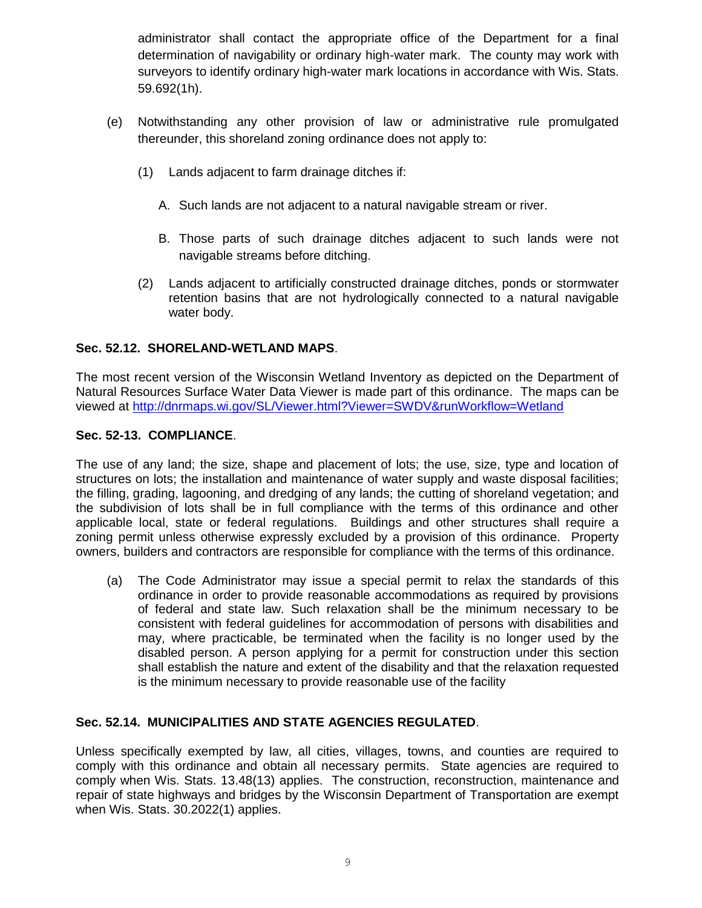administrator shall contact the appropriate office of the Department for a final determination of navigability or ordinary high-water mark. The county may work with surveyors to identify ordinary high-water mark locations in accordance with Wis. Stats. 59.692(1h).

(e) Notwithstanding any other provision of law or administrative rule promulgated thereunder, this shoreland zoning ordinance does not apply to:

(1) Lands adjacent to farm drainage ditches if:

A. Such lands are not adjacent to a natural navigable stream or river.

B. Those parts of such drainage ditches adjacent to such lands were not navigable streams before ditching.

(2) Lands adjacent to artificially constructed drainage ditches, ponds or stormwater retention basins that are not hydrologically connected to a natural navigable water body.

**Sec. 52.12. SHORELAND-WETLAND MAPS**.

The most recent version of the Wisconsin Wetland Inventory as depicted on the Department of Natural Resources Surface Water Data Viewer is made part of this ordinance. The maps can be viewed at http://dnrmaps.wi.gov/SL/Viewer.html?Viewer=SWDV&runWorkflow=Wetland

**Sec. 52-13. COMPLIANCE**.

The use of any land; the size, shape and placement of lots; the use, size, type and location of structures on lots; the installation and maintenance of water supply and waste disposal facilities; the filling, grading, lagooning, and dredging of any lands; the cutting of shoreland vegetation; and the subdivision of lots shall be in full compliance with the terms of this ordinance and other applicable local, state or federal regulations. Buildings and other structures shall require a zoning permit unless otherwise expressly excluded by a provision of this ordinance. Property owners, builders and contractors are responsible for compliance with the terms of this ordinance.

(a) The Code Administrator may issue a special permit to relax the standards of this ordinance in order to provide reasonable accommodations as required by provisions of federal and state law. Such relaxation shall be the minimum necessary to be consistent with federal guidelines for accommodation of persons with disabilities and may, where practicable, be terminated when the facility is no longer used by the disabled person. A person applying for a permit for construction under this section shall establish the nature and extent of the disability and that the relaxation requested is the minimum necessary to provide reasonable use of the facility

**Sec. 52.14. MUNICIPALITIES AND STATE AGENCIES REGULATED**.

Unless specifically exempted by law, all cities, villages, towns, and counties are required to comply with this ordinance and obtain all necessary permits. State agencies are required to comply when Wis. Stats. 13.48(13) applies. The construction, reconstruction, maintenance and repair of state highways and bridges by the Wisconsin Department of Transportation are exempt when Wis. Stats. 30.2022(1) applies.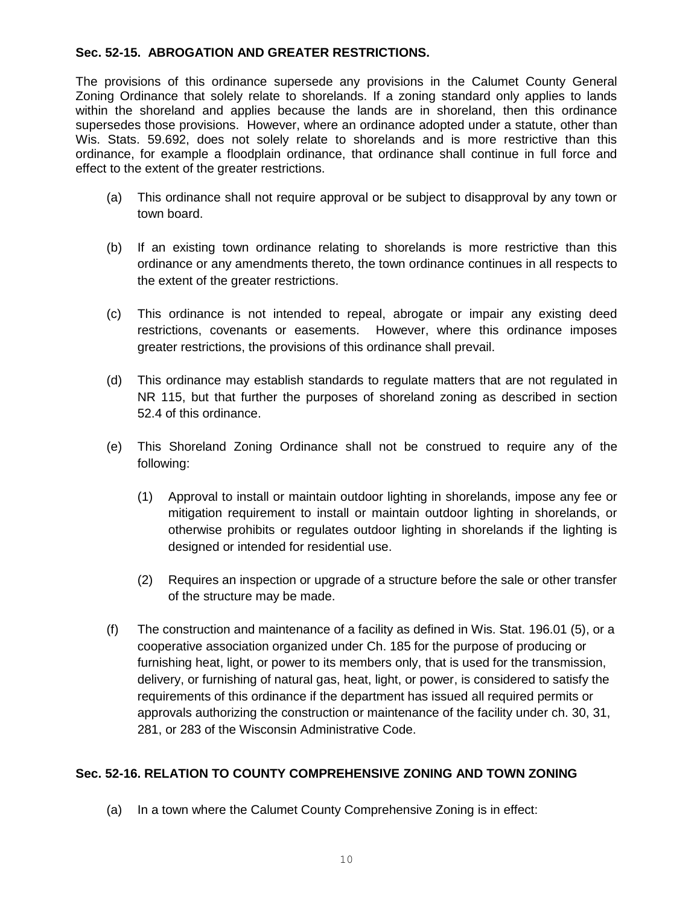**Sec. 52-15. ABROGATION AND GREATER RESTRICTIONS.**

The provisions of this ordinance supersede any provisions in the Calumet County General Zoning Ordinance that solely relate to shorelands. If a zoning standard only applies to lands within the shoreland and applies because the lands are in shoreland, then this ordinance supersedes those provisions. However, where an ordinance adopted under a statute, other than Wis. Stats. 59.692, does not solely relate to shorelands and is more restrictive than this ordinance, for example a floodplain ordinance, that ordinance shall continue in full force and effect to the extent of the greater restrictions.

(a) This ordinance shall not require approval or be subject to disapproval by any town or town board.

(b) If an existing town ordinance relating to shorelands is more restrictive than this ordinance or any amendments thereto, the town ordinance continues in all respects to the extent of the greater restrictions.

(c) This ordinance is not intended to repeal, abrogate or impair any existing deed restrictions, covenants or easements. However, where this ordinance imposes greater restrictions, the provisions of this ordinance shall prevail.

(d) This ordinance may establish standards to regulate matters that are not regulated in NR 115, but that further the purposes of shoreland zoning as described in section 52.4 of this ordinance.

(e) This Shoreland Zoning Ordinance shall not be construed to require any of the following:

   (1) Approval to install or maintain outdoor lighting in shorelands, impose any fee or mitigation requirement to install or maintain outdoor lighting in shorelands, or otherwise prohibits or regulates outdoor lighting in shorelands if the lighting is designed or intended for residential use.

   (2) Requires an inspection or upgrade of a structure before the sale or other transfer of the structure may be made.

(f) The construction and maintenance of a facility as defined in Wis. Stat. 196.01 (5), or a cooperative association organized under Ch. 185 for the purpose of producing or furnishing heat, light, or power to its members only, that is used for the transmission, delivery, or furnishing of natural gas, heat, light, or power, is considered to satisfy the requirements of this ordinance if the department has issued all required permits or approvals authorizing the construction or maintenance of the facility under ch. 30, 31, 281, or 283 of the Wisconsin Administrative Code.

**Sec. 52-16. RELATION TO COUNTY COMPREHENSIVE ZONING AND TOWN ZONING**

(a) In a town where the Calumet County Comprehensive Zoning is in effect: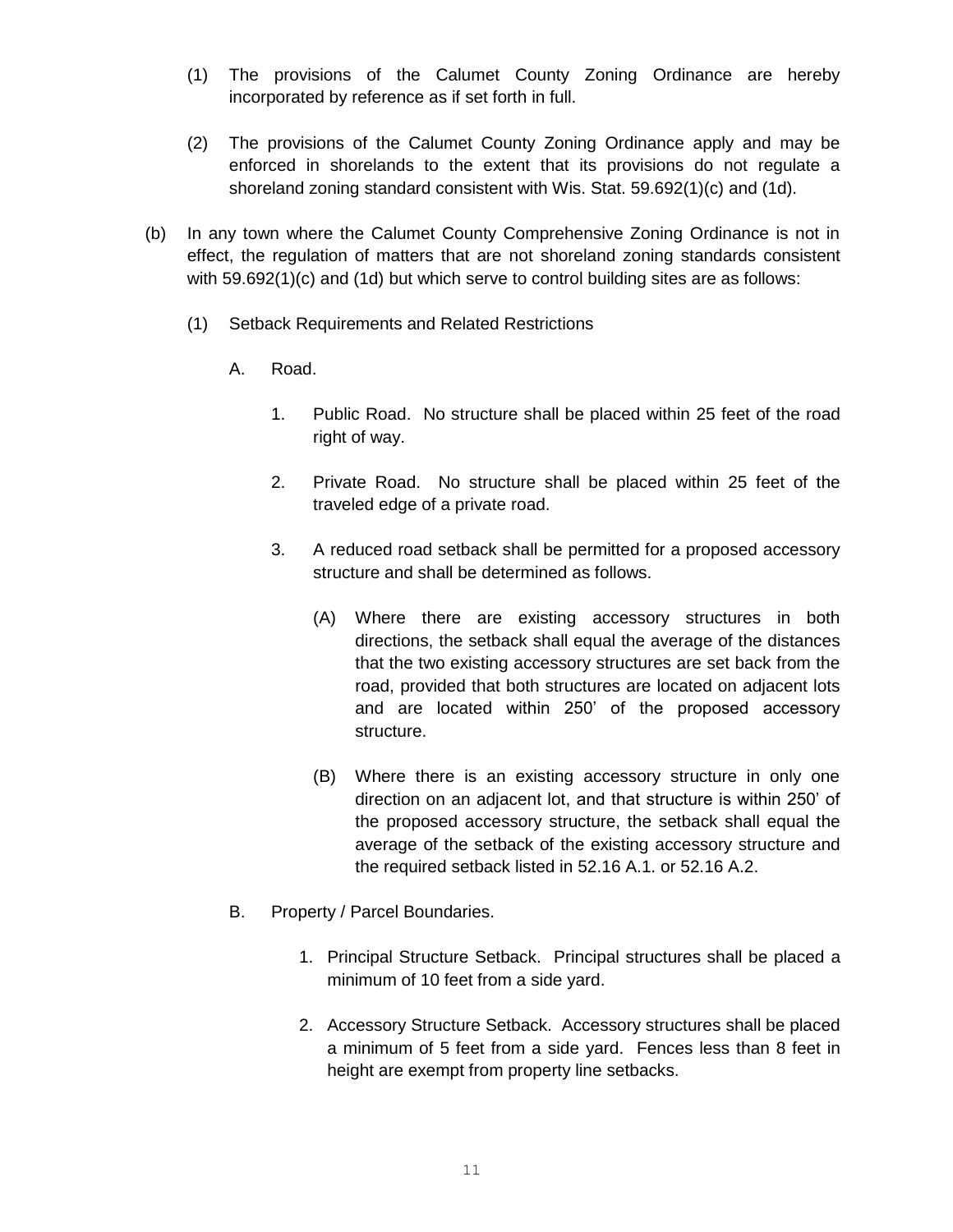(1) The provisions of the Calumet County Zoning Ordinance are hereby incorporated by reference as if set forth in full.

(2) The provisions of the Calumet County Zoning Ordinance apply and may be enforced in shorelands to the extent that its provisions do not regulate a shoreland zoning standard consistent with Wis. Stat. 59.692(1)(c) and (1d).

(b) In any town where the Calumet County Comprehensive Zoning Ordinance is not in effect, the regulation of matters that are not shoreland zoning standards consistent with 59.692(1)(c) and (1d) but which serve to control building sites are as follows:

(1) Setback Requirements and Related Restrictions

A. Road.

1. Public Road. No structure shall be placed within 25 feet of the road right of way.

2. Private Road. No structure shall be placed within 25 feet of the traveled edge of a private road.

3. A reduced road setback shall be permitted for a proposed accessory structure and shall be determined as follows.

(A) Where there are existing accessory structures in both directions, the setback shall equal the average of the distances that the two existing accessory structures are set back from the road, provided that both structures are located on adjacent lots and are located within 250' of the proposed accessory structure.

(B) Where there is an existing accessory structure in only one direction on an adjacent lot, and that structure is within 250' of the proposed accessory structure, the setback shall equal the average of the setback of the existing accessory structure and the required setback listed in 52.16 A.1. or 52.16 A.2.

B. Property / Parcel Boundaries.

1. Principal Structure Setback. Principal structures shall be placed a minimum of 10 feet from a side yard.

2. Accessory Structure Setback. Accessory structures shall be placed a minimum of 5 feet from a side yard. Fences less than 8 feet in height are exempt from property line setbacks.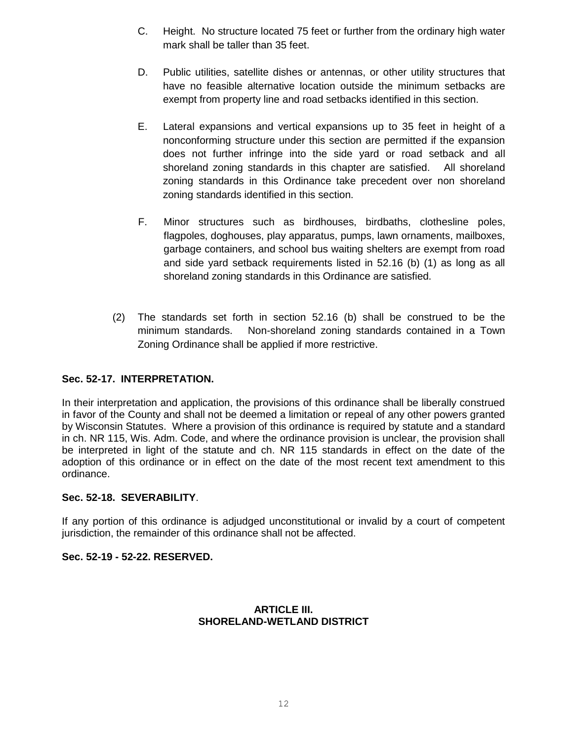C. Height. No structure located 75 feet or further from the ordinary high water mark shall be taller than 35 feet.

D. Public utilities, satellite dishes or antennas, or other utility structures that have no feasible alternative location outside the minimum setbacks are exempt from property line and road setbacks identified in this section.

E. Lateral expansions and vertical expansions up to 35 feet in height of a nonconforming structure under this section are permitted if the expansion does not further infringe into the side yard or road setback and all shoreland zoning standards in this chapter are satisfied. All shoreland zoning standards in this Ordinance take precedent over non shoreland zoning standards identified in this section.

F. Minor structures such as birdhouses, birdbaths, clothesline poles, flagpoles, doghouses, play apparatus, pumps, lawn ornaments, mailboxes, garbage containers, and school bus waiting shelters are exempt from road and side yard setback requirements listed in 52.16 (b) (1) as long as all shoreland zoning standards in this Ordinance are satisfied.

(2) The standards set forth in section 52.16 (b) shall be construed to be the minimum standards. Non-shoreland zoning standards contained in a Town Zoning Ordinance shall be applied if more restrictive.

**Sec. 52-17. INTERPRETATION.**

In their interpretation and application, the provisions of this ordinance shall be liberally construed in favor of the County and shall not be deemed a limitation or repeal of any other powers granted by Wisconsin Statutes. Where a provision of this ordinance is required by statute and a standard in ch. NR 115, Wis. Adm. Code, and where the ordinance provision is unclear, the provision shall be interpreted in light of the statute and ch. NR 115 standards in effect on the date of the adoption of this ordinance or in effect on the date of the most recent text amendment to this ordinance.

**Sec. 52-18. SEVERABILITY**.

If any portion of this ordinance is adjudged unconstitutional or invalid by a court of competent jurisdiction, the remainder of this ordinance shall not be affected.

**Sec. 52-19 - 52-22. RESERVED.**

## ARTICLE III. SHORELAND-WETLAND DISTRICT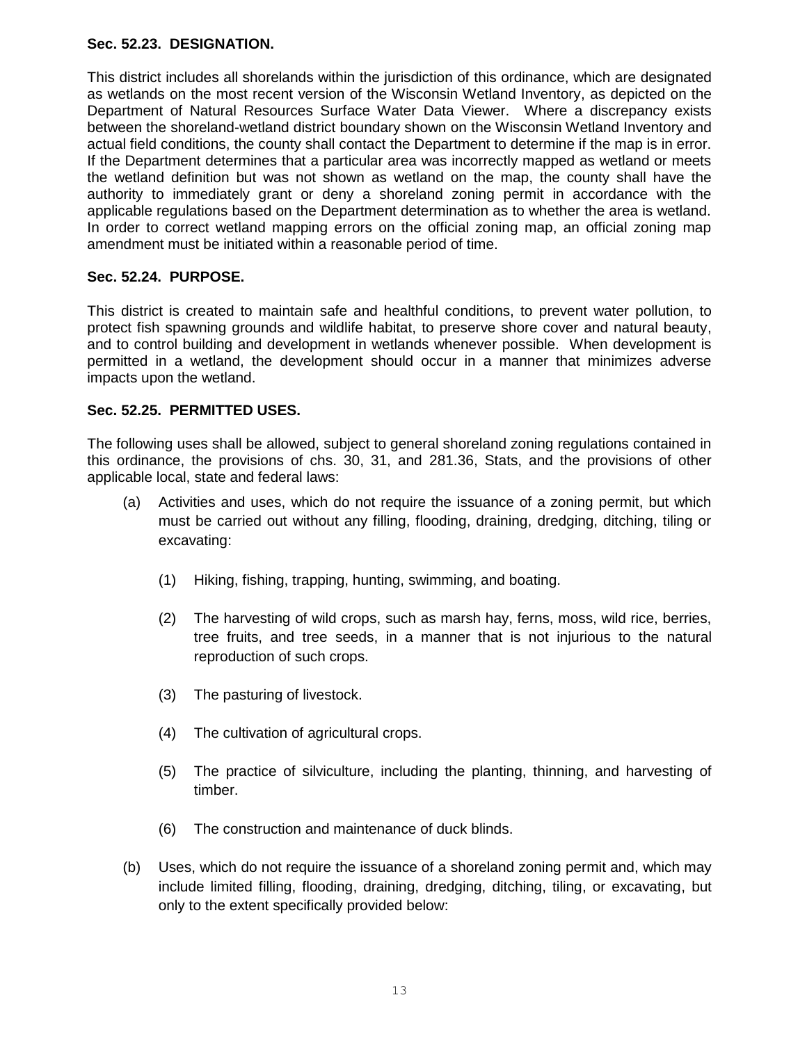**Sec. 52.23. DESIGNATION.**

This district includes all shorelands within the jurisdiction of this ordinance, which are designated as wetlands on the most recent version of the Wisconsin Wetland Inventory, as depicted on the Department of Natural Resources Surface Water Data Viewer. Where a discrepancy exists between the shoreland-wetland district boundary shown on the Wisconsin Wetland Inventory and actual field conditions, the county shall contact the Department to determine if the map is in error. If the Department determines that a particular area was incorrectly mapped as wetland or meets the wetland definition but was not shown as wetland on the map, the county shall have the authority to immediately grant or deny a shoreland zoning permit in accordance with the applicable regulations based on the Department determination as to whether the area is wetland. In order to correct wetland mapping errors on the official zoning map, an official zoning map amendment must be initiated within a reasonable period of time.

**Sec. 52.24. PURPOSE.**

This district is created to maintain safe and healthful conditions, to prevent water pollution, to protect fish spawning grounds and wildlife habitat, to preserve shore cover and natural beauty, and to control building and development in wetlands whenever possible. When development is permitted in a wetland, the development should occur in a manner that minimizes adverse impacts upon the wetland.

**Sec. 52.25. PERMITTED USES.**

The following uses shall be allowed, subject to general shoreland zoning regulations contained in this ordinance, the provisions of chs. 30, 31, and 281.36, Stats, and the provisions of other applicable local, state and federal laws:

(a) Activities and uses, which do not require the issuance of a zoning permit, but which must be carried out without any filling, flooding, draining, dredging, ditching, tiling or excavating:

(1) Hiking, fishing, trapping, hunting, swimming, and boating.

(2) The harvesting of wild crops, such as marsh hay, ferns, moss, wild rice, berries, tree fruits, and tree seeds, in a manner that is not injurious to the natural reproduction of such crops.

(3) The pasturing of livestock.

(4) The cultivation of agricultural crops.

(5) The practice of silviculture, including the planting, thinning, and harvesting of timber.

(6) The construction and maintenance of duck blinds.

(b) Uses, which do not require the issuance of a shoreland zoning permit and, which may include limited filling, flooding, draining, dredging, ditching, tiling, or excavating, but only to the extent specifically provided below: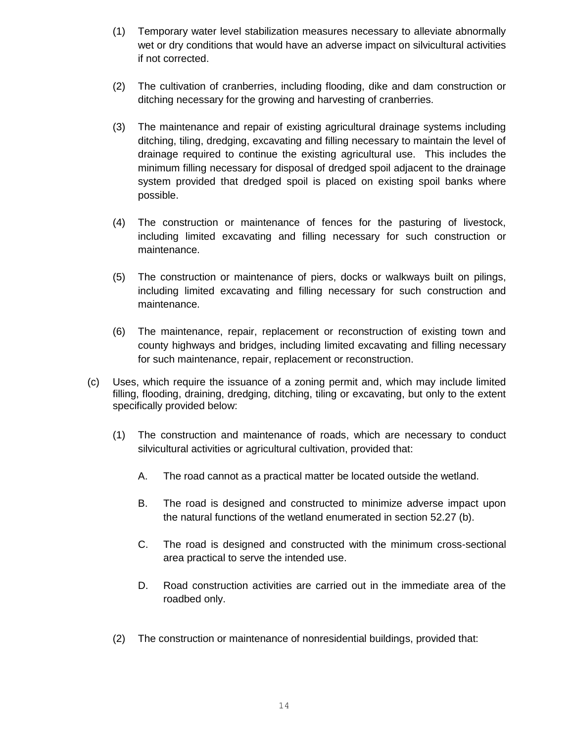(1) Temporary water level stabilization measures necessary to alleviate abnormally wet or dry conditions that would have an adverse impact on silvicultural activities if not corrected.

(2) The cultivation of cranberries, including flooding, dike and dam construction or ditching necessary for the growing and harvesting of cranberries.

(3) The maintenance and repair of existing agricultural drainage systems including ditching, tiling, dredging, excavating and filling necessary to maintain the level of drainage required to continue the existing agricultural use. This includes the minimum filling necessary for disposal of dredged spoil adjacent to the drainage system provided that dredged spoil is placed on existing spoil banks where possible.

(4) The construction or maintenance of fences for the pasturing of livestock, including limited excavating and filling necessary for such construction or maintenance.

(5) The construction or maintenance of piers, docks or walkways built on pilings, including limited excavating and filling necessary for such construction and maintenance.

(6) The maintenance, repair, replacement or reconstruction of existing town and county highways and bridges, including limited excavating and filling necessary for such maintenance, repair, replacement or reconstruction.

(c) Uses, which require the issuance of a zoning permit and, which may include limited filling, flooding, draining, dredging, ditching, tiling or excavating, but only to the extent specifically provided below:

(1) The construction and maintenance of roads, which are necessary to conduct silvicultural activities or agricultural cultivation, provided that:

A. The road cannot as a practical matter be located outside the wetland.

B. The road is designed and constructed to minimize adverse impact upon the natural functions of the wetland enumerated in section 52.27 (b).

C. The road is designed and constructed with the minimum cross-sectional area practical to serve the intended use.

D. Road construction activities are carried out in the immediate area of the roadbed only.

(2) The construction or maintenance of nonresidential buildings, provided that: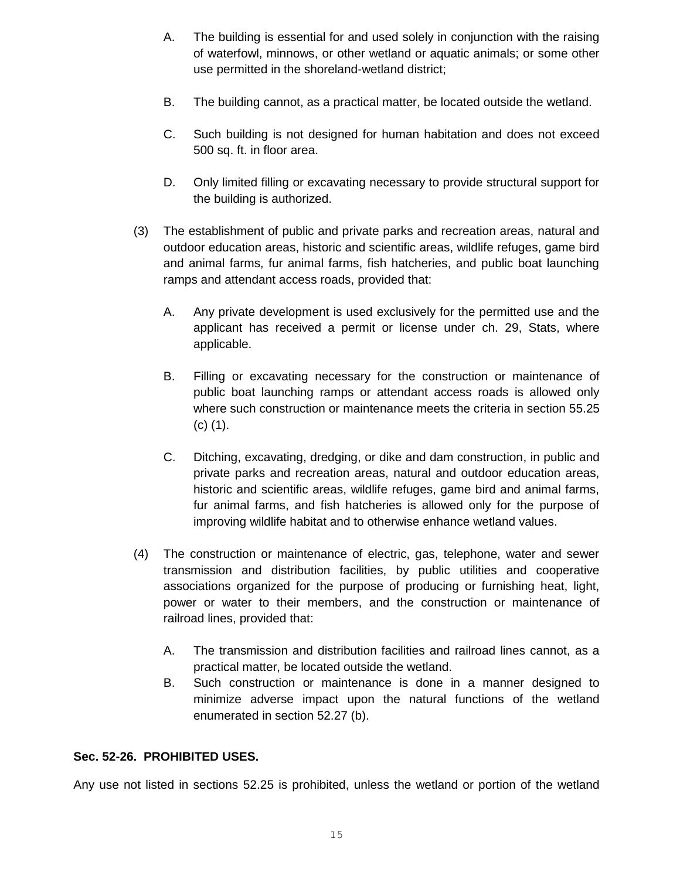A. The building is essential for and used solely in conjunction with the raising of waterfowl, minnows, or other wetland or aquatic animals; or some other use permitted in the shoreland-wetland district;

B. The building cannot, as a practical matter, be located outside the wetland.

C. Such building is not designed for human habitation and does not exceed 500 sq. ft. in floor area.

D. Only limited filling or excavating necessary to provide structural support for the building is authorized.

(3) The establishment of public and private parks and recreation areas, natural and outdoor education areas, historic and scientific areas, wildlife refuges, game bird and animal farms, fur animal farms, fish hatcheries, and public boat launching ramps and attendant access roads, provided that:

A. Any private development is used exclusively for the permitted use and the applicant has received a permit or license under ch. 29, Stats, where applicable.

B. Filling or excavating necessary for the construction or maintenance of public boat launching ramps or attendant access roads is allowed only where such construction or maintenance meets the criteria in section 55.25 (c) (1).

C. Ditching, excavating, dredging, or dike and dam construction, in public and private parks and recreation areas, natural and outdoor education areas, historic and scientific areas, wildlife refuges, game bird and animal farms, fur animal farms, and fish hatcheries is allowed only for the purpose of improving wildlife habitat and to otherwise enhance wetland values.

(4) The construction or maintenance of electric, gas, telephone, water and sewer transmission and distribution facilities, by public utilities and cooperative associations organized for the purpose of producing or furnishing heat, light, power or water to their members, and the construction or maintenance of railroad lines, provided that:

A. The transmission and distribution facilities and railroad lines cannot, as a practical matter, be located outside the wetland.

B. Such construction or maintenance is done in a manner designed to minimize adverse impact upon the natural functions of the wetland enumerated in section 52.27 (b).

**Sec. 52-26. PROHIBITED USES.**

Any use not listed in sections 52.25 is prohibited, unless the wetland or portion of the wetland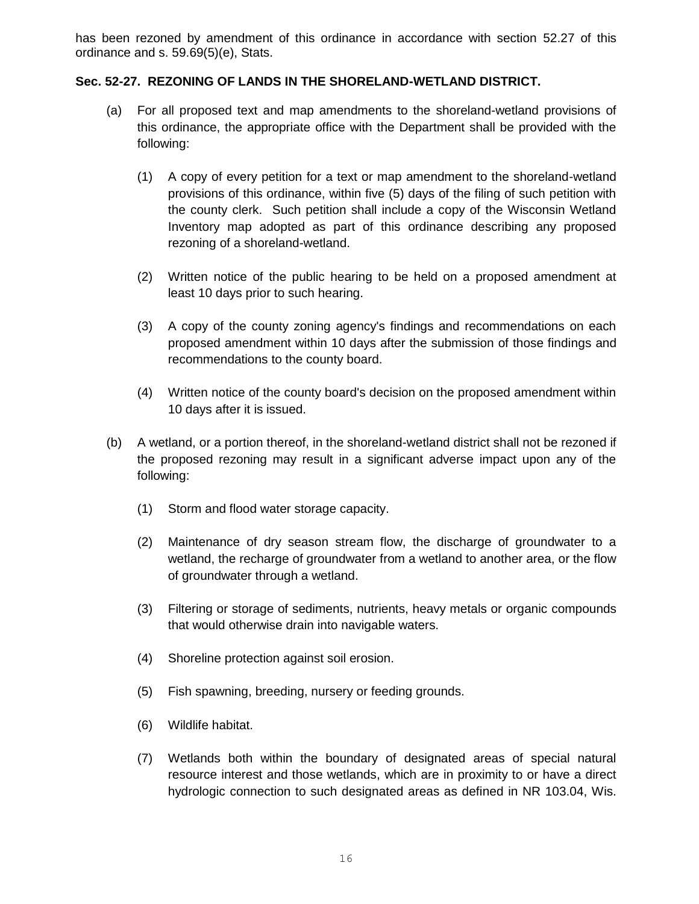has been rezoned by amendment of this ordinance in accordance with section 52.27 of this ordinance and s. 59.69(5)(e), Stats.

**Sec. 52-27. REZONING OF LANDS IN THE SHORELAND-WETLAND DISTRICT.**

(a) For all proposed text and map amendments to the shoreland-wetland provisions of this ordinance, the appropriate office with the Department shall be provided with the following:

(1) A copy of every petition for a text or map amendment to the shoreland-wetland provisions of this ordinance, within five (5) days of the filing of such petition with the county clerk. Such petition shall include a copy of the Wisconsin Wetland Inventory map adopted as part of this ordinance describing any proposed rezoning of a shoreland-wetland.

(2) Written notice of the public hearing to be held on a proposed amendment at least 10 days prior to such hearing.

(3) A copy of the county zoning agency's findings and recommendations on each proposed amendment within 10 days after the submission of those findings and recommendations to the county board.

(4) Written notice of the county board's decision on the proposed amendment within 10 days after it is issued.

(b) A wetland, or a portion thereof, in the shoreland-wetland district shall not be rezoned if the proposed rezoning may result in a significant adverse impact upon any of the following:

(1) Storm and flood water storage capacity.

(2) Maintenance of dry season stream flow, the discharge of groundwater to a wetland, the recharge of groundwater from a wetland to another area, or the flow of groundwater through a wetland.

(3) Filtering or storage of sediments, nutrients, heavy metals or organic compounds that would otherwise drain into navigable waters.

(4) Shoreline protection against soil erosion.

(5) Fish spawning, breeding, nursery or feeding grounds.

(6) Wildlife habitat.

(7) Wetlands both within the boundary of designated areas of special natural resource interest and those wetlands, which are in proximity to or have a direct hydrologic connection to such designated areas as defined in NR 103.04, Wis.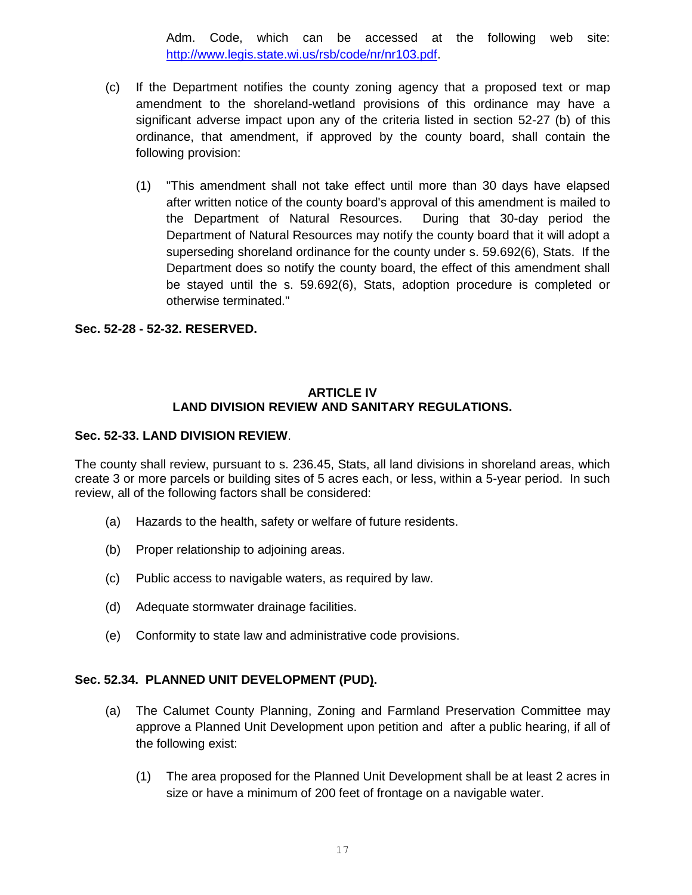Adm. Code, which can be accessed at the following web site: http://www.legis.state.wi.us/rsb/code/nr/nr103.pdf.

(c) If the Department notifies the county zoning agency that a proposed text or map amendment to the shoreland-wetland provisions of this ordinance may have a significant adverse impact upon any of the criteria listed in section 52-27 (b) of this ordinance, that amendment, if approved by the county board, shall contain the following provision:

(1) "This amendment shall not take effect until more than 30 days have elapsed after written notice of the county board's approval of this amendment is mailed to the Department of Natural Resources. During that 30-day period the Department of Natural Resources may notify the county board that it will adopt a superseding shoreland ordinance for the county under s. 59.692(6), Stats. If the Department does so notify the county board, the effect of this amendment shall be stayed until the s. 59.692(6), Stats, adoption procedure is completed or otherwise terminated."

**Sec. 52-28 - 52-32. RESERVED.**

## ARTICLE IV
## LAND DIVISION REVIEW AND SANITARY REGULATIONS.

**Sec. 52-33. LAND DIVISION REVIEW**.

The county shall review, pursuant to s. 236.45, Stats, all land divisions in shoreland areas, which create 3 or more parcels or building sites of 5 acres each, or less, within a 5-year period. In such review, all of the following factors shall be considered:

(a) Hazards to the health, safety or welfare of future residents.

(b) Proper relationship to adjoining areas.

(c) Public access to navigable waters, as required by law.

(d) Adequate stormwater drainage facilities.

(e) Conformity to state law and administrative code provisions.

**Sec. 52.34. PLANNED UNIT DEVELOPMENT (PUD).**

(a) The Calumet County Planning, Zoning and Farmland Preservation Committee may approve a Planned Unit Development upon petition and after a public hearing, if all of the following exist:

(1) The area proposed for the Planned Unit Development shall be at least 2 acres in size or have a minimum of 200 feet of frontage on a navigable water.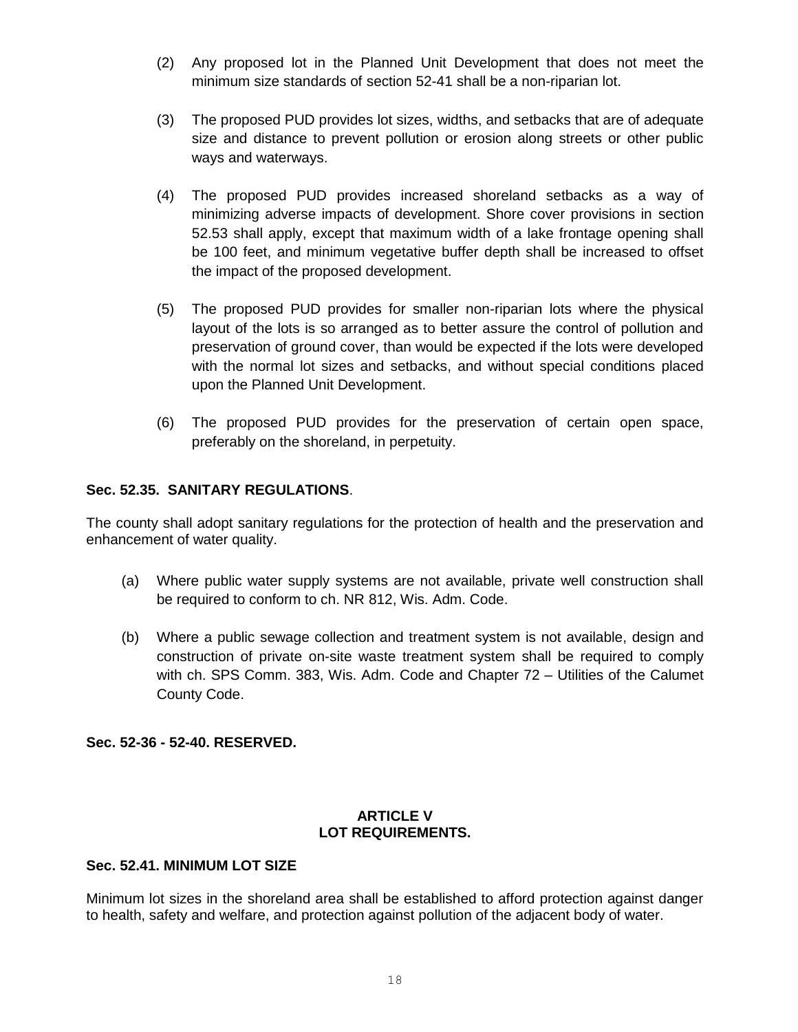(2) Any proposed lot in the Planned Unit Development that does not meet the minimum size standards of section 52-41 shall be a non-riparian lot.

(3) The proposed PUD provides lot sizes, widths, and setbacks that are of adequate size and distance to prevent pollution or erosion along streets or other public ways and waterways.

(4) The proposed PUD provides increased shoreland setbacks as a way of minimizing adverse impacts of development. Shore cover provisions in section 52.53 shall apply, except that maximum width of a lake frontage opening shall be 100 feet, and minimum vegetative buffer depth shall be increased to offset the impact of the proposed development.

(5) The proposed PUD provides for smaller non-riparian lots where the physical layout of the lots is so arranged as to better assure the control of pollution and preservation of ground cover, than would be expected if the lots were developed with the normal lot sizes and setbacks, and without special conditions placed upon the Planned Unit Development.

(6) The proposed PUD provides for the preservation of certain open space, preferably on the shoreland, in perpetuity.

**Sec. 52.35. SANITARY REGULATIONS**.

The county shall adopt sanitary regulations for the protection of health and the preservation and enhancement of water quality.

(a) Where public water supply systems are not available, private well construction shall be required to conform to ch. NR 812, Wis. Adm. Code.

(b) Where a public sewage collection and treatment system is not available, design and construction of private on-site waste treatment system shall be required to comply with ch. SPS Comm. 383, Wis. Adm. Code and Chapter 72 – Utilities of the Calumet County Code.

**Sec. 52-36 - 52-40. RESERVED.**

## ARTICLE V
## LOT REQUIREMENTS.

**Sec. 52.41. MINIMUM LOT SIZE**

Minimum lot sizes in the shoreland area shall be established to afford protection against danger to health, safety and welfare, and protection against pollution of the adjacent body of water.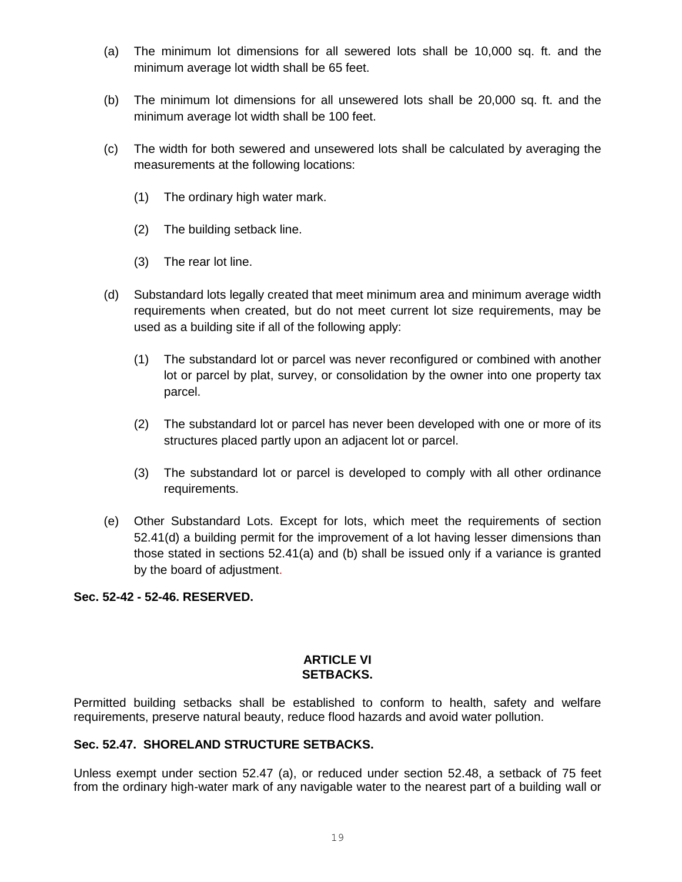(a) The minimum lot dimensions for all sewered lots shall be 10,000 sq. ft. and the minimum average lot width shall be 65 feet.

(b) The minimum lot dimensions for all unsewered lots shall be 20,000 sq. ft. and the minimum average lot width shall be 100 feet.

(c) The width for both sewered and unsewered lots shall be calculated by averaging the measurements at the following locations:

(1) The ordinary high water mark.

(2) The building setback line.

(3) The rear lot line.

(d) Substandard lots legally created that meet minimum area and minimum average width requirements when created, but do not meet current lot size requirements, may be used as a building site if all of the following apply:

(1) The substandard lot or parcel was never reconfigured or combined with another lot or parcel by plat, survey, or consolidation by the owner into one property tax parcel.

(2) The substandard lot or parcel has never been developed with one or more of its structures placed partly upon an adjacent lot or parcel.

(3) The substandard lot or parcel is developed to comply with all other ordinance requirements.

(e) Other Substandard Lots. Except for lots, which meet the requirements of section 52.41(d) a building permit for the improvement of a lot having lesser dimensions than those stated in sections 52.41(a) and (b) shall be issued only if a variance is granted by the board of adjustment.

**Sec. 52-42 - 52-46. RESERVED.**

## ARTICLE VI
## SETBACKS.

Permitted building setbacks shall be established to conform to health, safety and welfare requirements, preserve natural beauty, reduce flood hazards and avoid water pollution.

**Sec. 52.47. SHORELAND STRUCTURE SETBACKS.**

Unless exempt under section 52.47 (a), or reduced under section 52.48, a setback of 75 feet from the ordinary high-water mark of any navigable water to the nearest part of a building wall or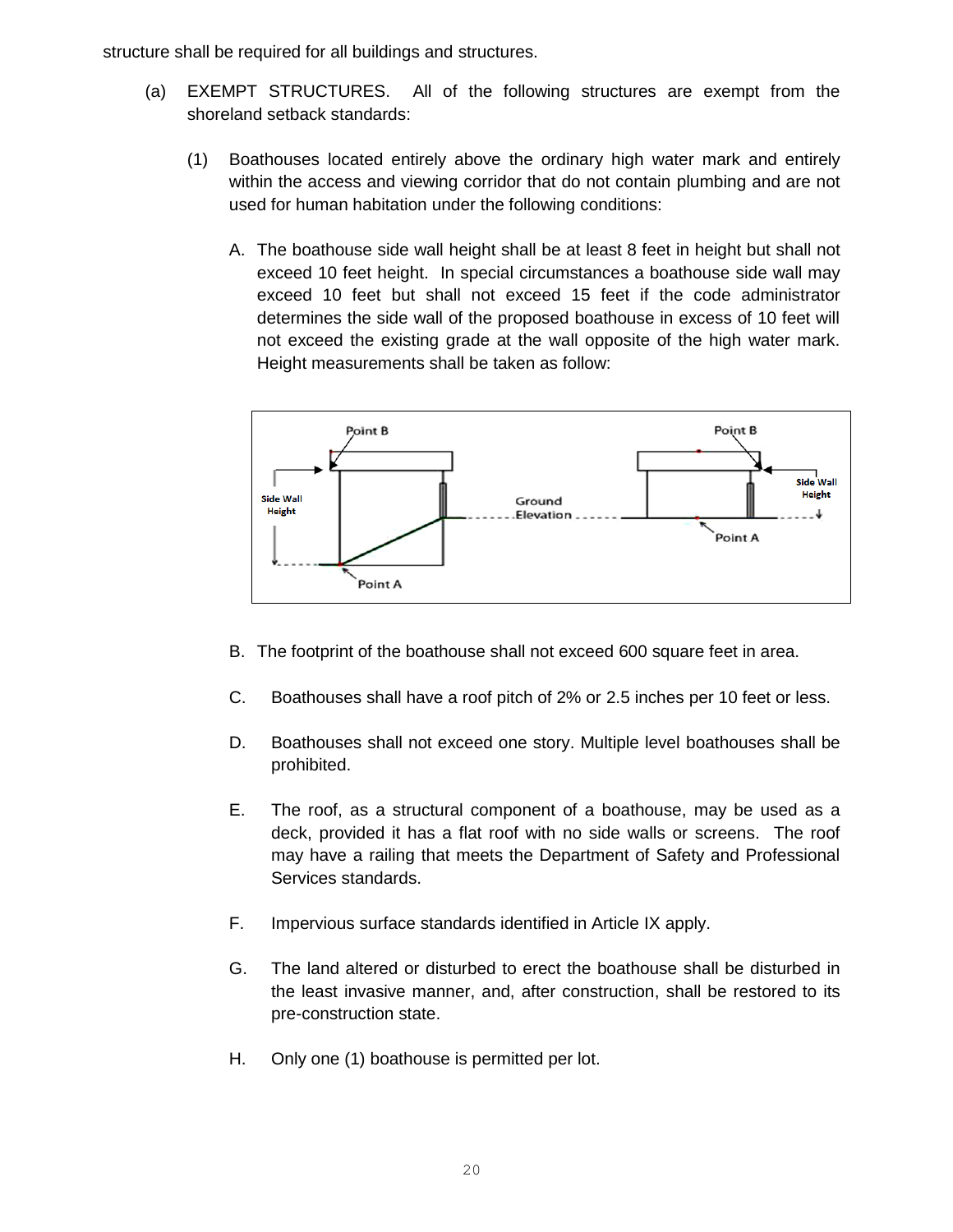structure shall be required for all buildings and structures.

(a) EXEMPT STRUCTURES. All of the following structures are exempt from the shoreland setback standards:

(1) Boathouses located entirely above the ordinary high water mark and entirely within the access and viewing corridor that do not contain plumbing and are not used for human habitation under the following conditions:

A. The boathouse side wall height shall be at least 8 feet in height but shall not exceed 10 feet height. In special circumstances a boathouse side wall may exceed 10 feet but shall not exceed 15 feet if the code administrator determines the side wall of the proposed boathouse in excess of 10 feet will not exceed the existing grade at the wall opposite of the high water mark. Height measurements shall be taken as follow:

B. The footprint of the boathouse shall not exceed 600 square feet in area.

C. Boathouses shall have a roof pitch of 2% or 2.5 inches per 10 feet or less.

D. Boathouses shall not exceed one story. Multiple level boathouses shall be prohibited.

E. The roof, as a structural component of a boathouse, may be used as a deck, provided it has a flat roof with no side walls or screens. The roof may have a railing that meets the Department of Safety and Professional Services standards.

F. Impervious surface standards identified in Article IX apply.

G. The land altered or disturbed to erect the boathouse shall be disturbed in the least invasive manner, and, after construction, shall be restored to its pre-construction state.

H. Only one (1) boathouse is permitted per lot.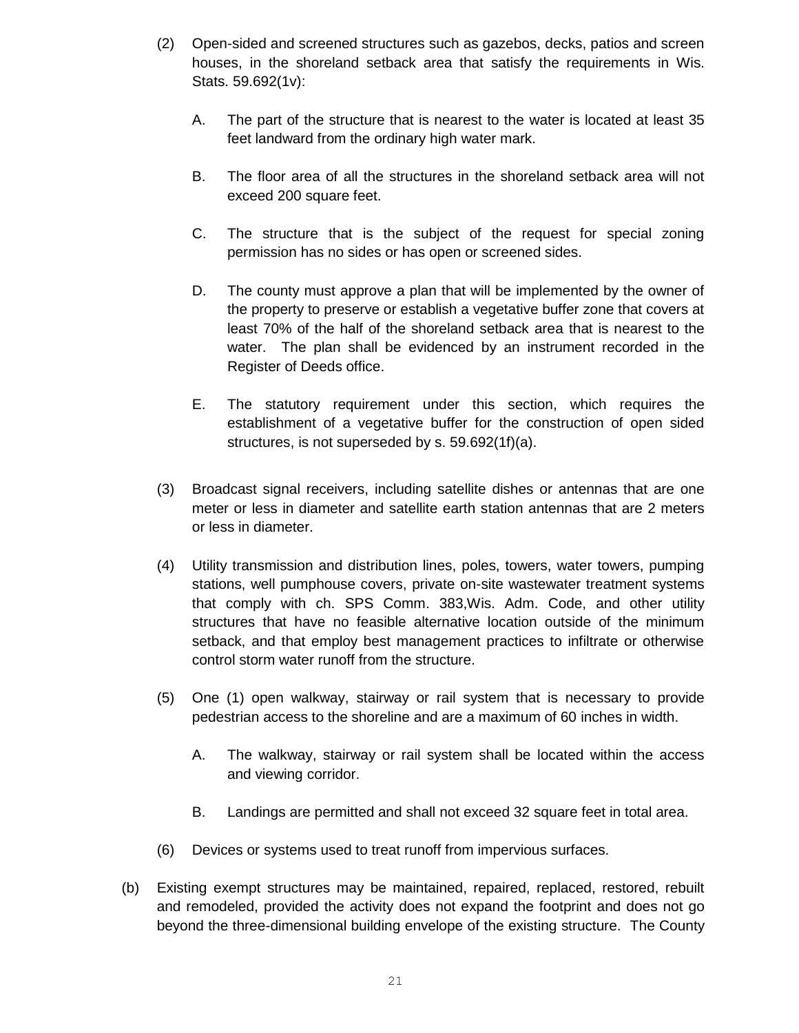(2) Open-sided and screened structures such as gazebos, decks, patios and screen houses, in the shoreland setback area that satisfy the requirements in Wis. Stats. 59.692(1v):

   A. The part of the structure that is nearest to the water is located at least 35 feet landward from the ordinary high water mark.

   B. The floor area of all the structures in the shoreland setback area will not exceed 200 square feet.

   C. The structure that is the subject of the request for special zoning permission has no sides or has open or screened sides.

   D. The county must approve a plan that will be implemented by the owner of the property to preserve or establish a vegetative buffer zone that covers at least 70% of the half of the shoreland setback area that is nearest to the water. The plan shall be evidenced by an instrument recorded in the Register of Deeds office.

   E. The statutory requirement under this section, which requires the establishment of a vegetative buffer for the construction of open sided structures, is not superseded by s. 59.692(1f)(a).

(3) Broadcast signal receivers, including satellite dishes or antennas that are one meter or less in diameter and satellite earth station antennas that are 2 meters or less in diameter.

(4) Utility transmission and distribution lines, poles, towers, water towers, pumping stations, well pumphouse covers, private on-site wastewater treatment systems that comply with ch. SPS Comm. 383,Wis. Adm. Code, and other utility structures that have no feasible alternative location outside of the minimum setback, and that employ best management practices to infiltrate or otherwise control storm water runoff from the structure.

(5) One (1) open walkway, stairway or rail system that is necessary to provide pedestrian access to the shoreline and are a maximum of 60 inches in width.

   A. The walkway, stairway or rail system shall be located within the access and viewing corridor.

   B. Landings are permitted and shall not exceed 32 square feet in total area.

(6) Devices or systems used to treat runoff from impervious surfaces.

(b) Existing exempt structures may be maintained, repaired, replaced, restored, rebuilt and remodeled, provided the activity does not expand the footprint and does not go beyond the three-dimensional building envelope of the existing structure. The County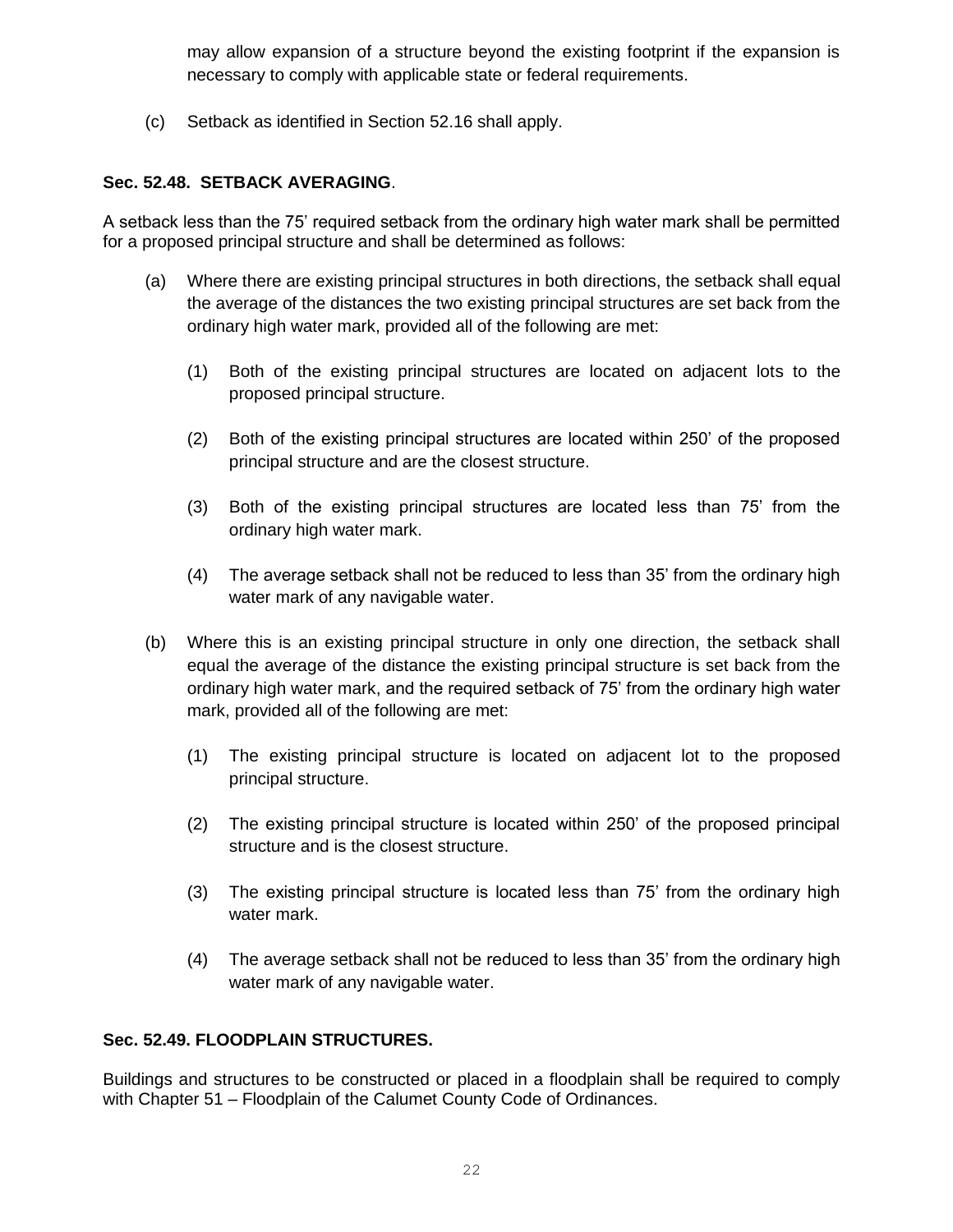may allow expansion of a structure beyond the existing footprint if the expansion is necessary to comply with applicable state or federal requirements.

(c) Setback as identified in Section 52.16 shall apply.

**Sec. 52.48. SETBACK AVERAGING**.

A setback less than the 75' required setback from the ordinary high water mark shall be permitted for a proposed principal structure and shall be determined as follows:

(a) Where there are existing principal structures in both directions, the setback shall equal the average of the distances the two existing principal structures are set back from the ordinary high water mark, provided all of the following are met:

   (1) Both of the existing principal structures are located on adjacent lots to the proposed principal structure.

   (2) Both of the existing principal structures are located within 250' of the proposed principal structure and are the closest structure.

   (3) Both of the existing principal structures are located less than 75' from the ordinary high water mark.

   (4) The average setback shall not be reduced to less than 35' from the ordinary high water mark of any navigable water.

(b) Where this is an existing principal structure in only one direction, the setback shall equal the average of the distance the existing principal structure is set back from the ordinary high water mark, and the required setback of 75' from the ordinary high water mark, provided all of the following are met:

   (1) The existing principal structure is located on adjacent lot to the proposed principal structure.

   (2) The existing principal structure is located within 250' of the proposed principal structure and is the closest structure.

   (3) The existing principal structure is located less than 75' from the ordinary high water mark.

   (4) The average setback shall not be reduced to less than 35' from the ordinary high water mark of any navigable water.

**Sec. 52.49. FLOODPLAIN STRUCTURES.**

Buildings and structures to be constructed or placed in a floodplain shall be required to comply with Chapter 51 – Floodplain of the Calumet County Code of Ordinances.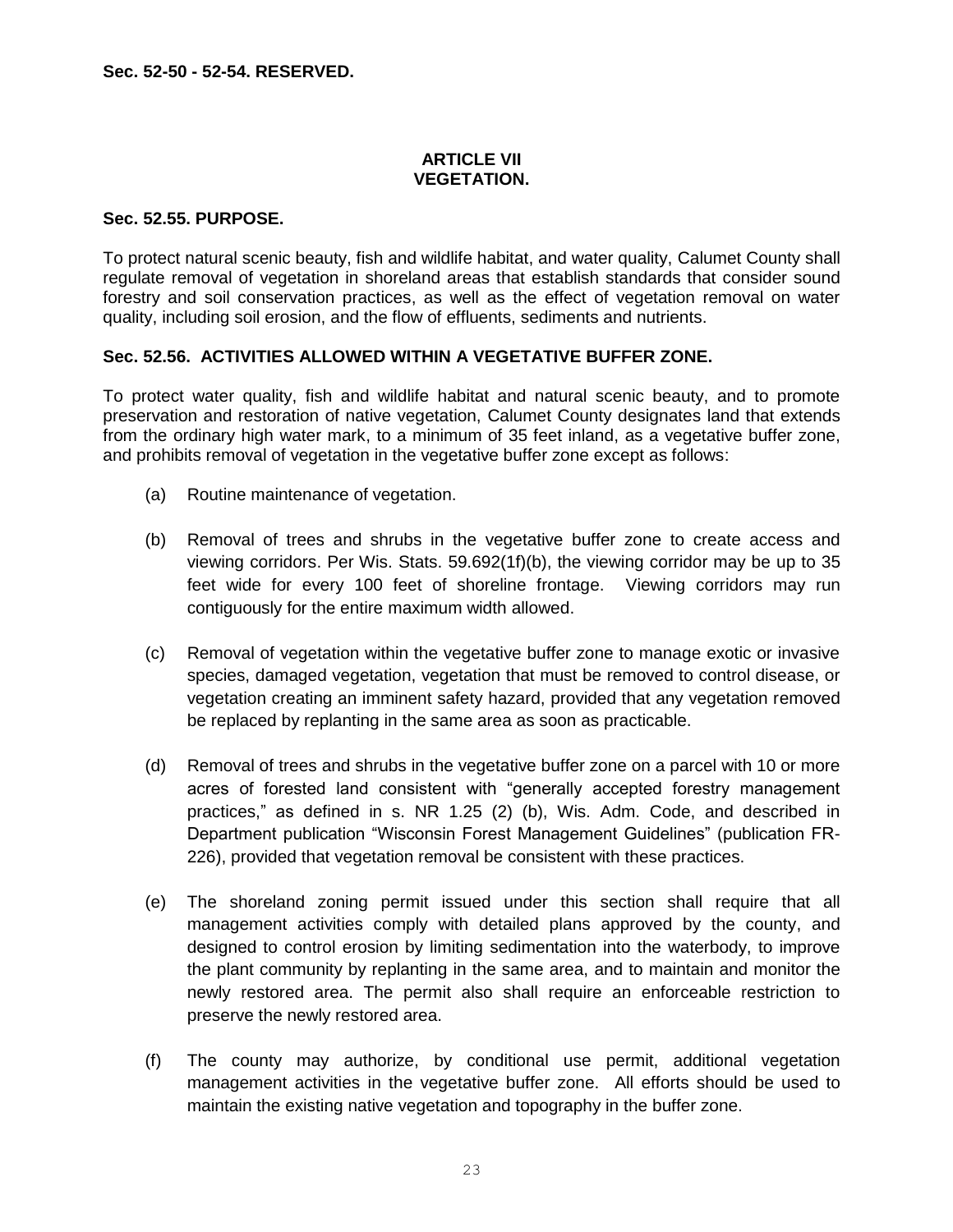**Sec. 52-50 - 52-54. RESERVED.**

## ARTICLE VII
## VEGETATION.

### Sec. 52.55. PURPOSE.

To protect natural scenic beauty, fish and wildlife habitat, and water quality, Calumet County shall regulate removal of vegetation in shoreland areas that establish standards that consider sound forestry and soil conservation practices, as well as the effect of vegetation removal on water quality, including soil erosion, and the flow of effluents, sediments and nutrients.

### Sec. 52.56. ACTIVITIES ALLOWED WITHIN A VEGETATIVE BUFFER ZONE.

To protect water quality, fish and wildlife habitat and natural scenic beauty, and to promote preservation and restoration of native vegetation, Calumet County designates land that extends from the ordinary high water mark, to a minimum of 35 feet inland, as a vegetative buffer zone, and prohibits removal of vegetation in the vegetative buffer zone except as follows:

(a) Routine maintenance of vegetation.

(b) Removal of trees and shrubs in the vegetative buffer zone to create access and viewing corridors. Per Wis. Stats. 59.692(1f)(b), the viewing corridor may be up to 35 feet wide for every 100 feet of shoreline frontage. Viewing corridors may run contiguously for the entire maximum width allowed.

(c) Removal of vegetation within the vegetative buffer zone to manage exotic or invasive species, damaged vegetation, vegetation that must be removed to control disease, or vegetation creating an imminent safety hazard, provided that any vegetation removed be replaced by replanting in the same area as soon as practicable.

(d) Removal of trees and shrubs in the vegetative buffer zone on a parcel with 10 or more acres of forested land consistent with "generally accepted forestry management practices," as defined in s. NR 1.25 (2) (b), Wis. Adm. Code, and described in Department publication "Wisconsin Forest Management Guidelines" (publication FR-226), provided that vegetation removal be consistent with these practices.

(e) The shoreland zoning permit issued under this section shall require that all management activities comply with detailed plans approved by the county, and designed to control erosion by limiting sedimentation into the waterbody, to improve the plant community by replanting in the same area, and to maintain and monitor the newly restored area. The permit also shall require an enforceable restriction to preserve the newly restored area.

(f) The county may authorize, by conditional use permit, additional vegetation management activities in the vegetative buffer zone. All efforts should be used to maintain the existing native vegetation and topography in the buffer zone.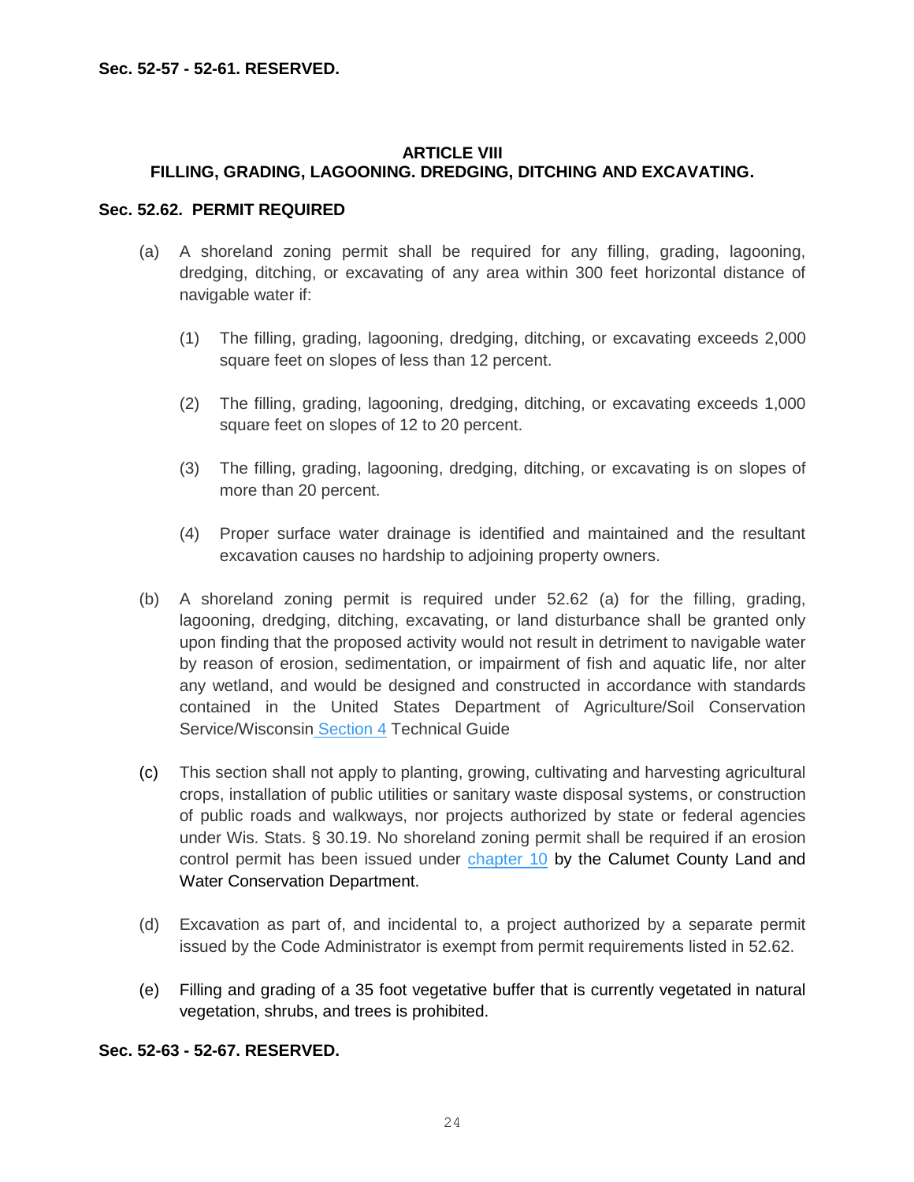**Sec. 52-57 - 52-61. RESERVED.**

## ARTICLE VIII
## FILLING, GRADING, LAGOONING. DREDGING, DITCHING AND EXCAVATING.

**Sec. 52.62. PERMIT REQUIRED**

(a) A shoreland zoning permit shall be required for any filling, grading, lagooning, dredging, ditching, or excavating of any area within 300 feet horizontal distance of navigable water if:

(1) The filling, grading, lagooning, dredging, ditching, or excavating exceeds 2,000 square feet on slopes of less than 12 percent.

(2) The filling, grading, lagooning, dredging, ditching, or excavating exceeds 1,000 square feet on slopes of 12 to 20 percent.

(3) The filling, grading, lagooning, dredging, ditching, or excavating is on slopes of more than 20 percent.

(4) Proper surface water drainage is identified and maintained and the resultant excavation causes no hardship to adjoining property owners.

(b) A shoreland zoning permit is required under 52.62 (a) for the filling, grading, lagooning, dredging, ditching, excavating, or land disturbance shall be granted only upon finding that the proposed activity would not result in detriment to navigable water by reason of erosion, sedimentation, or impairment of fish and aquatic life, nor alter any wetland, and would be designed and constructed in accordance with standards contained in the United States Department of Agriculture/Soil Conservation Service/Wisconsin Section 4 Technical Guide

(c) This section shall not apply to planting, growing, cultivating and harvesting agricultural crops, installation of public utilities or sanitary waste disposal systems, or construction of public roads and walkways, nor projects authorized by state or federal agencies under Wis. Stats. § 30.19. No shoreland zoning permit shall be required if an erosion control permit has been issued under chapter 10 by the Calumet County Land and Water Conservation Department.

(d) Excavation as part of, and incidental to, a project authorized by a separate permit issued by the Code Administrator is exempt from permit requirements listed in 52.62.

(e) Filling and grading of a 35 foot vegetative buffer that is currently vegetated in natural vegetation, shrubs, and trees is prohibited.

**Sec. 52-63 - 52-67. RESERVED.**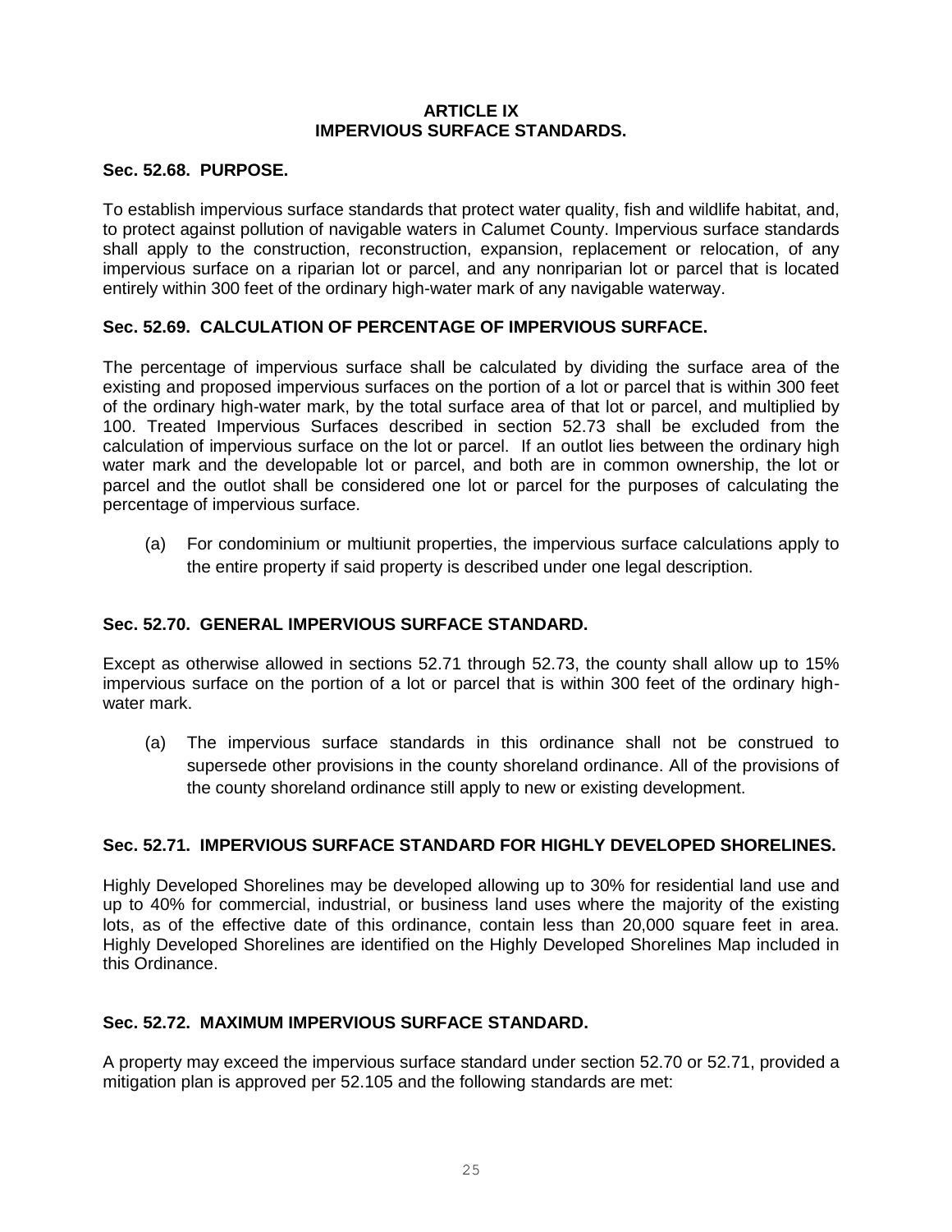## ARTICLE IX
## IMPERVIOUS SURFACE STANDARDS.

### Sec. 52.68. PURPOSE.

To establish impervious surface standards that protect water quality, fish and wildlife habitat, and, to protect against pollution of navigable waters in Calumet County. Impervious surface standards shall apply to the construction, reconstruction, expansion, replacement or relocation, of any impervious surface on a riparian lot or parcel, and any nonriparian lot or parcel that is located entirely within 300 feet of the ordinary high-water mark of any navigable waterway.

### Sec. 52.69. CALCULATION OF PERCENTAGE OF IMPERVIOUS SURFACE.

The percentage of impervious surface shall be calculated by dividing the surface area of the existing and proposed impervious surfaces on the portion of a lot or parcel that is within 300 feet of the ordinary high-water mark, by the total surface area of that lot or parcel, and multiplied by 100. Treated Impervious Surfaces described in section 52.73 shall be excluded from the calculation of impervious surface on the lot or parcel. If an outlot lies between the ordinary high water mark and the developable lot or parcel, and both are in common ownership, the lot or parcel and the outlot shall be considered one lot or parcel for the purposes of calculating the percentage of impervious surface.

(a) For condominium or multiunit properties, the impervious surface calculations apply to the entire property if said property is described under one legal description.

### Sec. 52.70. GENERAL IMPERVIOUS SURFACE STANDARD.

Except as otherwise allowed in sections 52.71 through 52.73, the county shall allow up to 15% impervious surface on the portion of a lot or parcel that is within 300 feet of the ordinary high-water mark.

(a) The impervious surface standards in this ordinance shall not be construed to supersede other provisions in the county shoreland ordinance. All of the provisions of the county shoreland ordinance still apply to new or existing development.

### Sec. 52.71. IMPERVIOUS SURFACE STANDARD FOR HIGHLY DEVELOPED SHORELINES.

Highly Developed Shorelines may be developed allowing up to 30% for residential land use and up to 40% for commercial, industrial, or business land uses where the majority of the existing lots, as of the effective date of this ordinance, contain less than 20,000 square feet in area. Highly Developed Shorelines are identified on the Highly Developed Shorelines Map included in this Ordinance.

### Sec. 52.72. MAXIMUM IMPERVIOUS SURFACE STANDARD.

A property may exceed the impervious surface standard under section 52.70 or 52.71, provided a mitigation plan is approved per 52.105 and the following standards are met: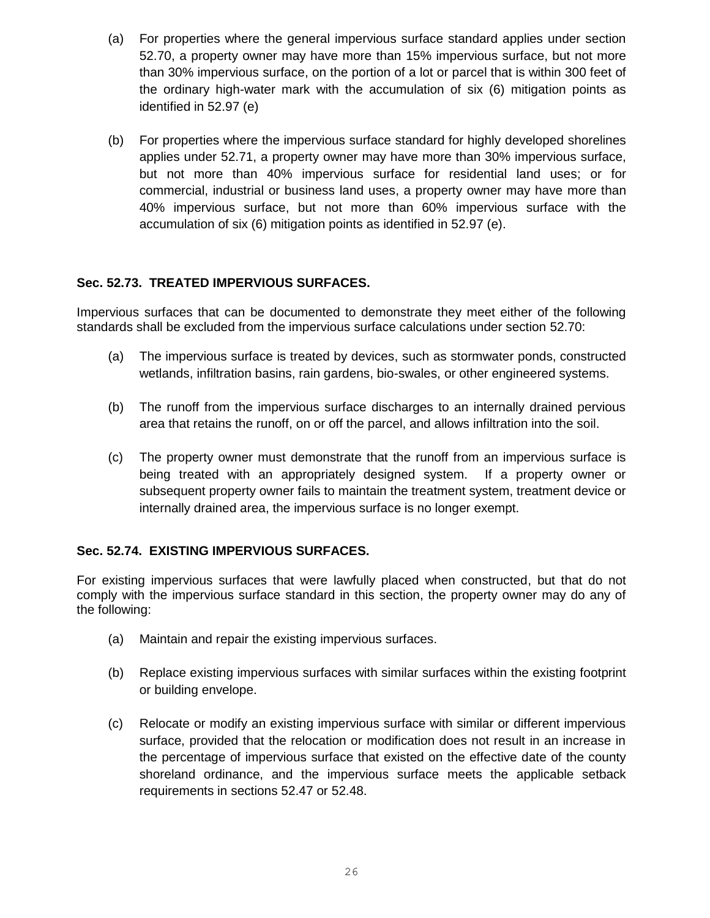(a) For properties where the general impervious surface standard applies under section 52.70, a property owner may have more than 15% impervious surface, but not more than 30% impervious surface, on the portion of a lot or parcel that is within 300 feet of the ordinary high-water mark with the accumulation of six (6) mitigation points as identified in 52.97 (e)

(b) For properties where the impervious surface standard for highly developed shorelines applies under 52.71, a property owner may have more than 30% impervious surface, but not more than 40% impervious surface for residential land uses; or for commercial, industrial or business land uses, a property owner may have more than 40% impervious surface, but not more than 60% impervious surface with the accumulation of six (6) mitigation points as identified in 52.97 (e).

### Sec. 52.73. TREATED IMPERVIOUS SURFACES.

Impervious surfaces that can be documented to demonstrate they meet either of the following standards shall be excluded from the impervious surface calculations under section 52.70:

(a) The impervious surface is treated by devices, such as stormwater ponds, constructed wetlands, infiltration basins, rain gardens, bio-swales, or other engineered systems.

(b) The runoff from the impervious surface discharges to an internally drained pervious area that retains the runoff, on or off the parcel, and allows infiltration into the soil.

(c) The property owner must demonstrate that the runoff from an impervious surface is being treated with an appropriately designed system. If a property owner or subsequent property owner fails to maintain the treatment system, treatment device or internally drained area, the impervious surface is no longer exempt.

### Sec. 52.74. EXISTING IMPERVIOUS SURFACES.

For existing impervious surfaces that were lawfully placed when constructed, but that do not comply with the impervious surface standard in this section, the property owner may do any of the following:

(a) Maintain and repair the existing impervious surfaces.

(b) Replace existing impervious surfaces with similar surfaces within the existing footprint or building envelope.

(c) Relocate or modify an existing impervious surface with similar or different impervious surface, provided that the relocation or modification does not result in an increase in the percentage of impervious surface that existed on the effective date of the county shoreland ordinance, and the impervious surface meets the applicable setback requirements in sections 52.47 or 52.48.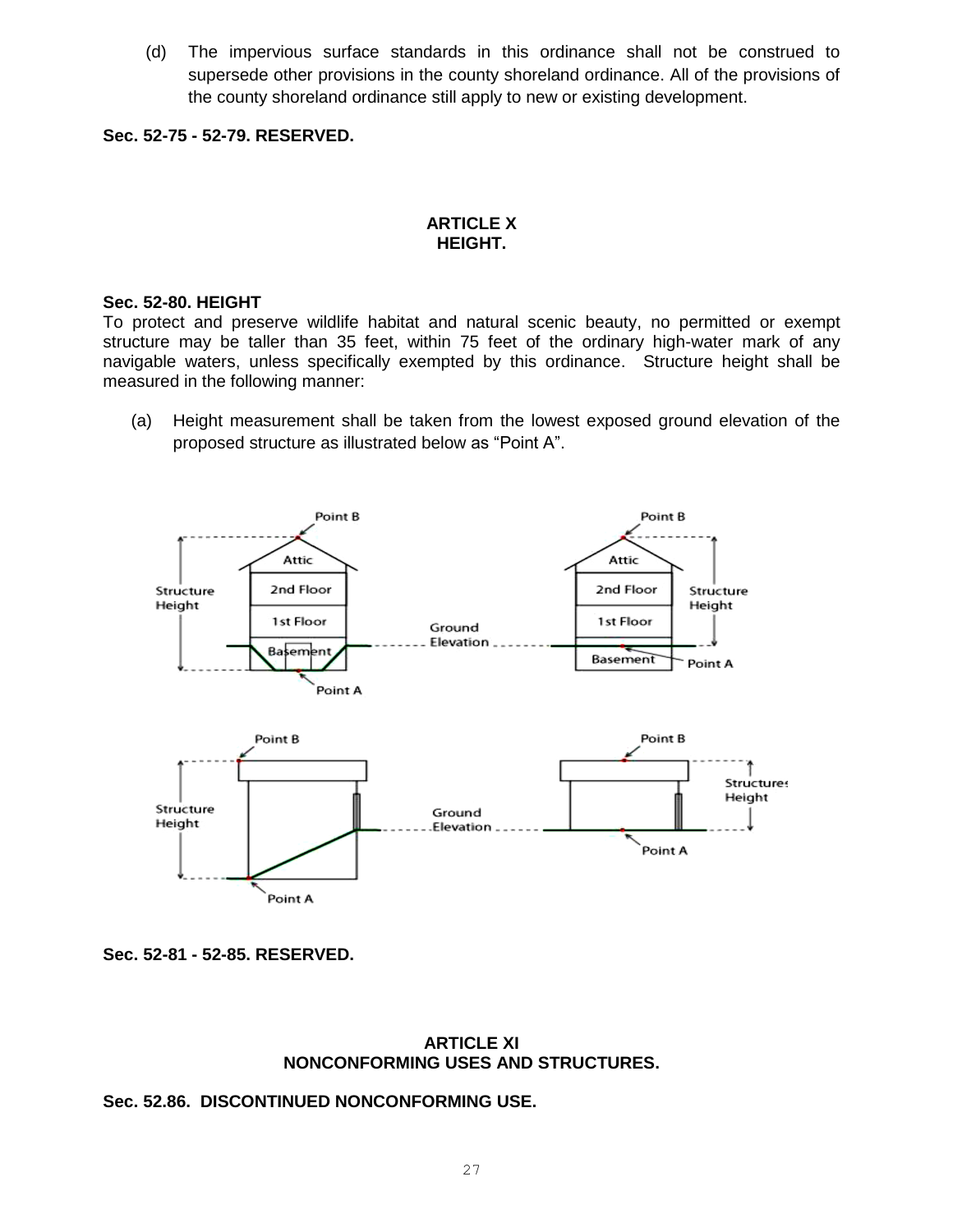(d) The impervious surface standards in this ordinance shall not be construed to supersede other provisions in the county shoreland ordinance. All of the provisions of the county shoreland ordinance still apply to new or existing development.

**Sec. 52-75 - 52-79. RESERVED.**

## ARTICLE X
## HEIGHT.

**Sec. 52-80. HEIGHT**

To protect and preserve wildlife habitat and natural scenic beauty, no permitted or exempt structure may be taller than 35 feet, within 75 feet of the ordinary high-water mark of any navigable waters, unless specifically exempted by this ordinance. Structure height shall be measured in the following manner:

(a) Height measurement shall be taken from the lowest exposed ground elevation of the proposed structure as illustrated below as “Point A”.

**Sec. 52-81 - 52-85. RESERVED.**

## ARTICLE XI
## NONCONFORMING USES AND STRUCTURES.

**Sec. 52.86. DISCONTINUED NONCONFORMING USE.**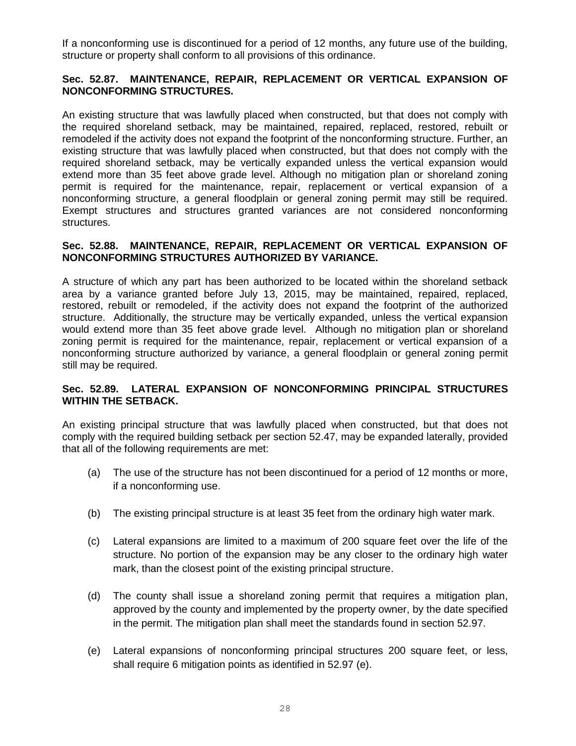If a nonconforming use is discontinued for a period of 12 months, any future use of the building, structure or property shall conform to all provisions of this ordinance.

### Sec. 52.87. MAINTENANCE, REPAIR, REPLACEMENT OR VERTICAL EXPANSION OF NONCONFORMING STRUCTURES.

An existing structure that was lawfully placed when constructed, but that does not comply with the required shoreland setback, may be maintained, repaired, replaced, restored, rebuilt or remodeled if the activity does not expand the footprint of the nonconforming structure. Further, an existing structure that was lawfully placed when constructed, but that does not comply with the required shoreland setback, may be vertically expanded unless the vertical expansion would extend more than 35 feet above grade level. Although no mitigation plan or shoreland zoning permit is required for the maintenance, repair, replacement or vertical expansion of a nonconforming structure, a general floodplain or general zoning permit may still be required. Exempt structures and structures granted variances are not considered nonconforming structures.

### Sec. 52.88. MAINTENANCE, REPAIR, REPLACEMENT OR VERTICAL EXPANSION OF NONCONFORMING STRUCTURES AUTHORIZED BY VARIANCE.

A structure of which any part has been authorized to be located within the shoreland setback area by a variance granted before July 13, 2015, may be maintained, repaired, replaced, restored, rebuilt or remodeled, if the activity does not expand the footprint of the authorized structure. Additionally, the structure may be vertically expanded, unless the vertical expansion would extend more than 35 feet above grade level. Although no mitigation plan or shoreland zoning permit is required for the maintenance, repair, replacement or vertical expansion of a nonconforming structure authorized by variance, a general floodplain or general zoning permit still may be required.

### Sec. 52.89. LATERAL EXPANSION OF NONCONFORMING PRINCIPAL STRUCTURES WITHIN THE SETBACK.

An existing principal structure that was lawfully placed when constructed, but that does not comply with the required building setback per section 52.47, may be expanded laterally, provided that all of the following requirements are met:

(a) The use of the structure has not been discontinued for a period of 12 months or more, if a nonconforming use.

(b) The existing principal structure is at least 35 feet from the ordinary high water mark.

(c) Lateral expansions are limited to a maximum of 200 square feet over the life of the structure. No portion of the expansion may be any closer to the ordinary high water mark, than the closest point of the existing principal structure.

(d) The county shall issue a shoreland zoning permit that requires a mitigation plan, approved by the county and implemented by the property owner, by the date specified in the permit. The mitigation plan shall meet the standards found in section 52.97.

(e) Lateral expansions of nonconforming principal structures 200 square feet, or less, shall require 6 mitigation points as identified in 52.97 (e).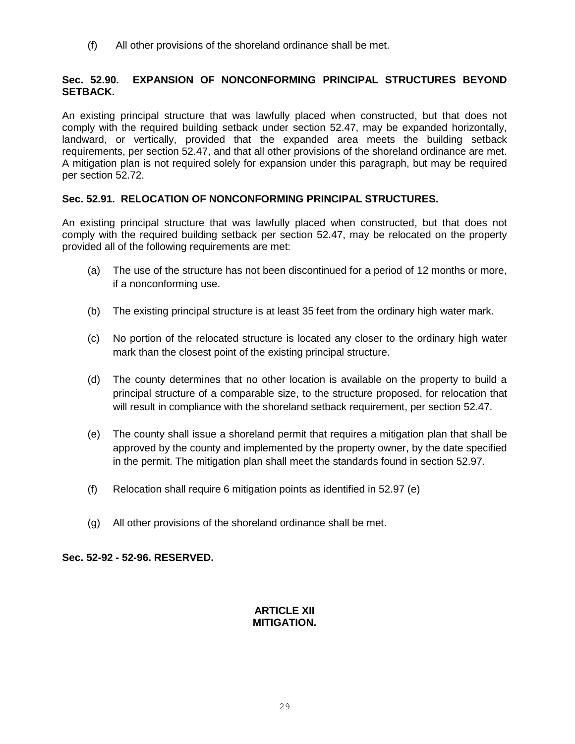(f) All other provisions of the shoreland ordinance shall be met.

### Sec. 52.90. EXPANSION OF NONCONFORMING PRINCIPAL STRUCTURES BEYOND SETBACK.

An existing principal structure that was lawfully placed when constructed, but that does not comply with the required building setback under section 52.47, may be expanded horizontally, landward, or vertically, provided that the expanded area meets the building setback requirements, per section 52.47, and that all other provisions of the shoreland ordinance are met. A mitigation plan is not required solely for expansion under this paragraph, but may be required per section 52.72.

### Sec. 52.91. RELOCATION OF NONCONFORMING PRINCIPAL STRUCTURES.

An existing principal structure that was lawfully placed when constructed, but that does not comply with the required building setback per section 52.47, may be relocated on the property provided all of the following requirements are met:

(a) The use of the structure has not been discontinued for a period of 12 months or more, if a nonconforming use.

(b) The existing principal structure is at least 35 feet from the ordinary high water mark.

(c) No portion of the relocated structure is located any closer to the ordinary high water mark than the closest point of the existing principal structure.

(d) The county determines that no other location is available on the property to build a principal structure of a comparable size, to the structure proposed, for relocation that will result in compliance with the shoreland setback requirement, per section 52.47.

(e) The county shall issue a shoreland permit that requires a mitigation plan that shall be approved by the county and implemented by the property owner, by the date specified in the permit. The mitigation plan shall meet the standards found in section 52.97.

(f) Relocation shall require 6 mitigation points as identified in 52.97 (e)

(g) All other provisions of the shoreland ordinance shall be met.

### Sec. 52-92 - 52-96. RESERVED.

## ARTICLE XII MITIGATION.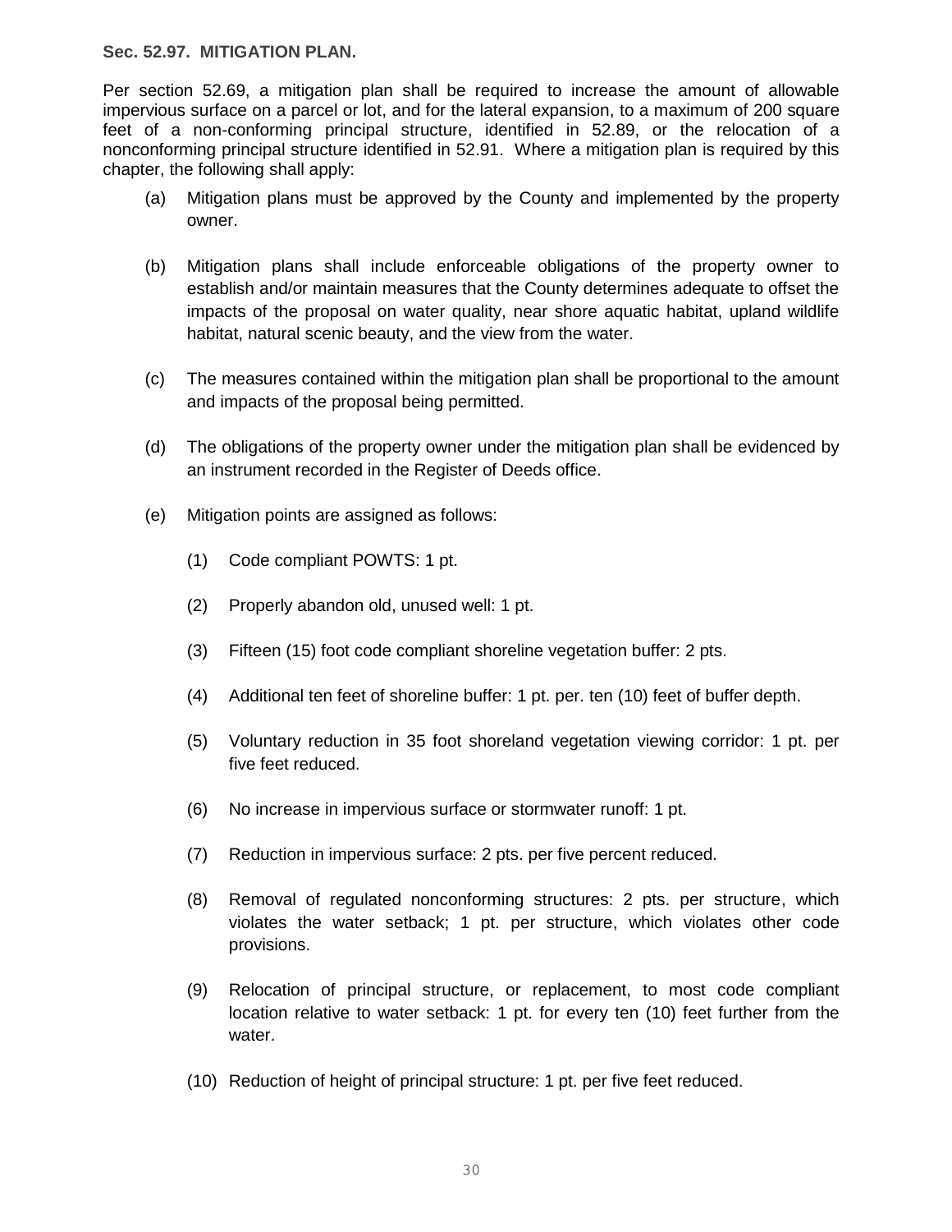**Sec. 52.97. MITIGATION PLAN.**

Per section 52.69, a mitigation plan shall be required to increase the amount of allowable impervious surface on a parcel or lot, and for the lateral expansion, to a maximum of 200 square feet of a non-conforming principal structure, identified in 52.89, or the relocation of a nonconforming principal structure identified in 52.91. Where a mitigation plan is required by this chapter, the following shall apply:

(a) Mitigation plans must be approved by the County and implemented by the property owner.

(b) Mitigation plans shall include enforceable obligations of the property owner to establish and/or maintain measures that the County determines adequate to offset the impacts of the proposal on water quality, near shore aquatic habitat, upland wildlife habitat, natural scenic beauty, and the view from the water.

(c) The measures contained within the mitigation plan shall be proportional to the amount and impacts of the proposal being permitted.

(d) The obligations of the property owner under the mitigation plan shall be evidenced by an instrument recorded in the Register of Deeds office.

(e) Mitigation points are assigned as follows:

(1) Code compliant POWTS: 1 pt.

(2) Properly abandon old, unused well: 1 pt.

(3) Fifteen (15) foot code compliant shoreline vegetation buffer: 2 pts.

(4) Additional ten feet of shoreline buffer: 1 pt. per. ten (10) feet of buffer depth.

(5) Voluntary reduction in 35 foot shoreland vegetation viewing corridor: 1 pt. per five feet reduced.

(6) No increase in impervious surface or stormwater runoff: 1 pt.

(7) Reduction in impervious surface: 2 pts. per five percent reduced.

(8) Removal of regulated nonconforming structures: 2 pts. per structure, which violates the water setback; 1 pt. per structure, which violates other code provisions.

(9) Relocation of principal structure, or replacement, to most code compliant location relative to water setback: 1 pt. for every ten (10) feet further from the water.

(10) Reduction of height of principal structure: 1 pt. per five feet reduced.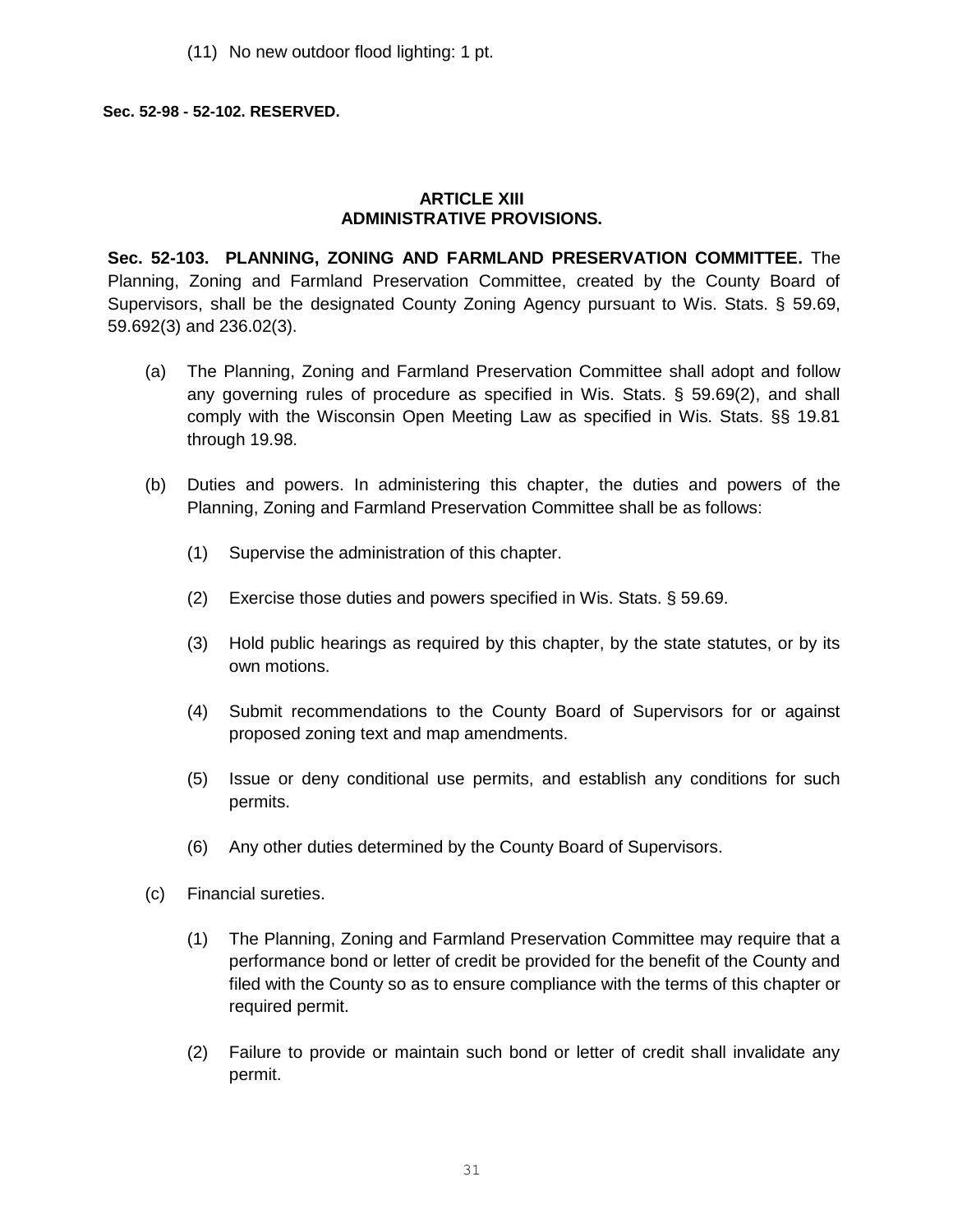(11) No new outdoor flood lighting: 1 pt.

**Sec. 52-98 - 52-102. RESERVED.**

## ARTICLE XIII
## ADMINISTRATIVE PROVISIONS.

**Sec. 52-103. PLANNING, ZONING AND FARMLAND PRESERVATION COMMITTEE.** The Planning, Zoning and Farmland Preservation Committee, created by the County Board of Supervisors, shall be the designated County Zoning Agency pursuant to Wis. Stats. § 59.69, 59.692(3) and 236.02(3).

(a) The Planning, Zoning and Farmland Preservation Committee shall adopt and follow any governing rules of procedure as specified in Wis. Stats. § 59.69(2), and shall comply with the Wisconsin Open Meeting Law as specified in Wis. Stats. §§ 19.81 through 19.98.

(b) Duties and powers. In administering this chapter, the duties and powers of the Planning, Zoning and Farmland Preservation Committee shall be as follows:

  (1) Supervise the administration of this chapter.

  (2) Exercise those duties and powers specified in Wis. Stats. § 59.69.

  (3) Hold public hearings as required by this chapter, by the state statutes, or by its own motions.

  (4) Submit recommendations to the County Board of Supervisors for or against proposed zoning text and map amendments.

  (5) Issue or deny conditional use permits, and establish any conditions for such permits.

  (6) Any other duties determined by the County Board of Supervisors.

(c) Financial sureties.

  (1) The Planning, Zoning and Farmland Preservation Committee may require that a performance bond or letter of credit be provided for the benefit of the County and filed with the County so as to ensure compliance with the terms of this chapter or required permit.

  (2) Failure to provide or maintain such bond or letter of credit shall invalidate any permit.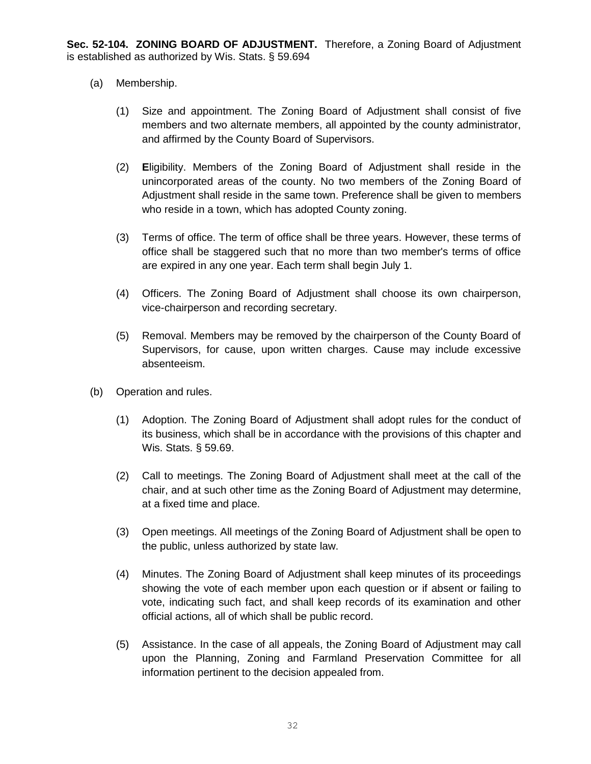**Sec. 52-104. ZONING BOARD OF ADJUSTMENT.** Therefore, a Zoning Board of Adjustment is established as authorized by Wis. Stats. § 59.694

(a) Membership.

(1) Size and appointment. The Zoning Board of Adjustment shall consist of five members and two alternate members, all appointed by the county administrator, and affirmed by the County Board of Supervisors.

(2) **E**ligibility. Members of the Zoning Board of Adjustment shall reside in the unincorporated areas of the county. No two members of the Zoning Board of Adjustment shall reside in the same town. Preference shall be given to members who reside in a town, which has adopted County zoning.

(3) Terms of office. The term of office shall be three years. However, these terms of office shall be staggered such that no more than two member's terms of office are expired in any one year. Each term shall begin July 1.

(4) Officers. The Zoning Board of Adjustment shall choose its own chairperson, vice-chairperson and recording secretary.

(5) Removal. Members may be removed by the chairperson of the County Board of Supervisors, for cause, upon written charges. Cause may include excessive absenteeism.

(b) Operation and rules.

(1) Adoption. The Zoning Board of Adjustment shall adopt rules for the conduct of its business, which shall be in accordance with the provisions of this chapter and Wis. Stats. § 59.69.

(2) Call to meetings. The Zoning Board of Adjustment shall meet at the call of the chair, and at such other time as the Zoning Board of Adjustment may determine, at a fixed time and place.

(3) Open meetings. All meetings of the Zoning Board of Adjustment shall be open to the public, unless authorized by state law.

(4) Minutes. The Zoning Board of Adjustment shall keep minutes of its proceedings showing the vote of each member upon each question or if absent or failing to vote, indicating such fact, and shall keep records of its examination and other official actions, all of which shall be public record.

(5) Assistance. In the case of all appeals, the Zoning Board of Adjustment may call upon the Planning, Zoning and Farmland Preservation Committee for all information pertinent to the decision appealed from.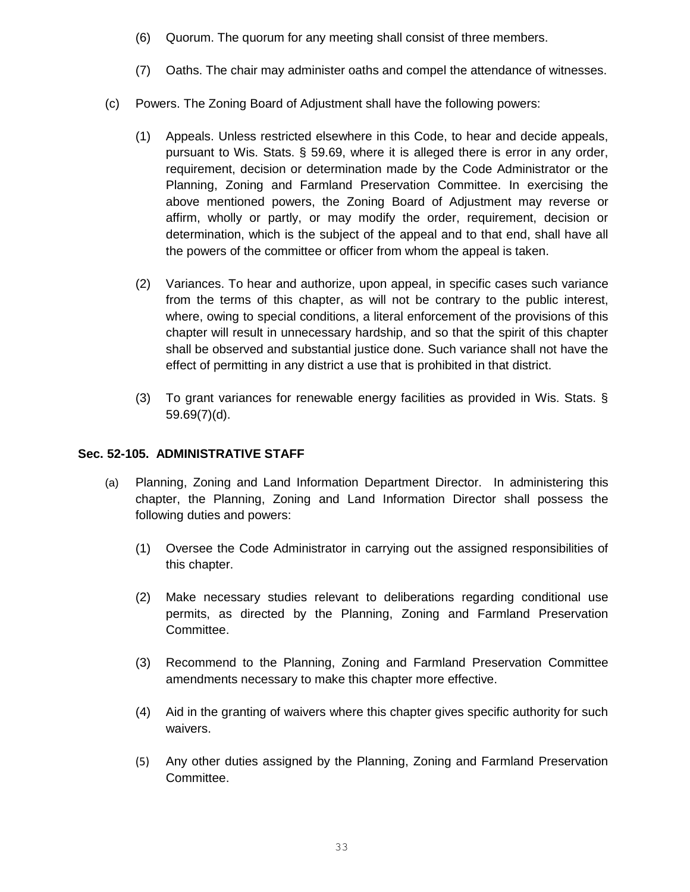(6) Quorum. The quorum for any meeting shall consist of three members.

(7) Oaths. The chair may administer oaths and compel the attendance of witnesses.

(c) Powers. The Zoning Board of Adjustment shall have the following powers:

(1) Appeals. Unless restricted elsewhere in this Code, to hear and decide appeals, pursuant to Wis. Stats. § 59.69, where it is alleged there is error in any order, requirement, decision or determination made by the Code Administrator or the Planning, Zoning and Farmland Preservation Committee. In exercising the above mentioned powers, the Zoning Board of Adjustment may reverse or affirm, wholly or partly, or may modify the order, requirement, decision or determination, which is the subject of the appeal and to that end, shall have all the powers of the committee or officer from whom the appeal is taken.

(2) Variances. To hear and authorize, upon appeal, in specific cases such variance from the terms of this chapter, as will not be contrary to the public interest, where, owing to special conditions, a literal enforcement of the provisions of this chapter will result in unnecessary hardship, and so that the spirit of this chapter shall be observed and substantial justice done. Such variance shall not have the effect of permitting in any district a use that is prohibited in that district.

(3) To grant variances for renewable energy facilities as provided in Wis. Stats. § 59.69(7)(d).

**Sec. 52-105. ADMINISTRATIVE STAFF**

(a) Planning, Zoning and Land Information Department Director. In administering this chapter, the Planning, Zoning and Land Information Director shall possess the following duties and powers:

(1) Oversee the Code Administrator in carrying out the assigned responsibilities of this chapter.

(2) Make necessary studies relevant to deliberations regarding conditional use permits, as directed by the Planning, Zoning and Farmland Preservation Committee.

(3) Recommend to the Planning, Zoning and Farmland Preservation Committee amendments necessary to make this chapter more effective.

(4) Aid in the granting of waivers where this chapter gives specific authority for such waivers.

(5) Any other duties assigned by the Planning, Zoning and Farmland Preservation Committee.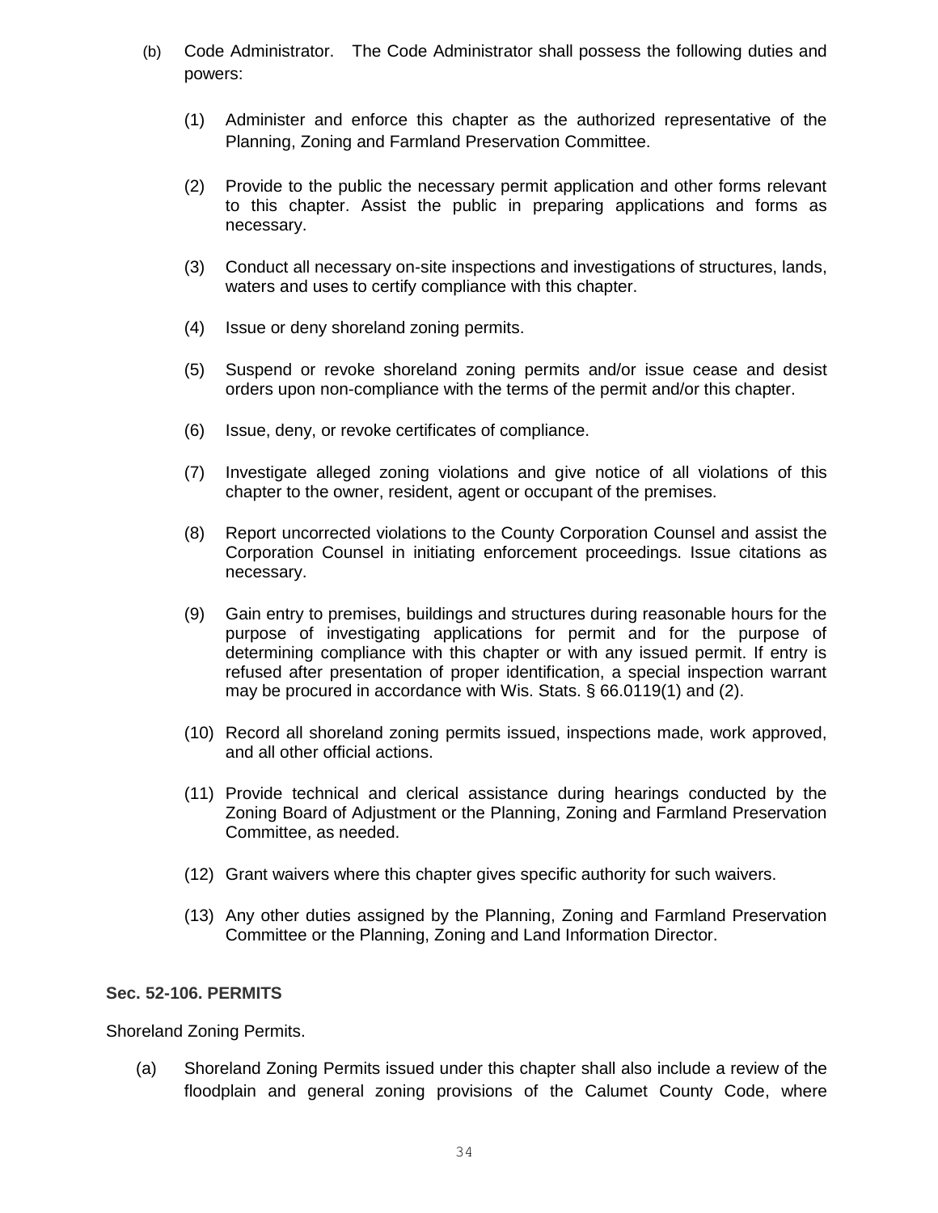(b) Code Administrator. The Code Administrator shall possess the following duties and powers:

(1) Administer and enforce this chapter as the authorized representative of the Planning, Zoning and Farmland Preservation Committee.

(2) Provide to the public the necessary permit application and other forms relevant to this chapter. Assist the public in preparing applications and forms as necessary.

(3) Conduct all necessary on-site inspections and investigations of structures, lands, waters and uses to certify compliance with this chapter.

(4) Issue or deny shoreland zoning permits.

(5) Suspend or revoke shoreland zoning permits and/or issue cease and desist orders upon non-compliance with the terms of the permit and/or this chapter.

(6) Issue, deny, or revoke certificates of compliance.

(7) Investigate alleged zoning violations and give notice of all violations of this chapter to the owner, resident, agent or occupant of the premises.

(8) Report uncorrected violations to the County Corporation Counsel and assist the Corporation Counsel in initiating enforcement proceedings. Issue citations as necessary.

(9) Gain entry to premises, buildings and structures during reasonable hours for the purpose of investigating applications for permit and for the purpose of determining compliance with this chapter or with any issued permit. If entry is refused after presentation of proper identification, a special inspection warrant may be procured in accordance with Wis. Stats. § 66.0119(1) and (2).

(10) Record all shoreland zoning permits issued, inspections made, work approved, and all other official actions.

(11) Provide technical and clerical assistance during hearings conducted by the Zoning Board of Adjustment or the Planning, Zoning and Farmland Preservation Committee, as needed.

(12) Grant waivers where this chapter gives specific authority for such waivers.

(13) Any other duties assigned by the Planning, Zoning and Farmland Preservation Committee or the Planning, Zoning and Land Information Director.

**Sec. 52-106. PERMITS**

Shoreland Zoning Permits.

(a) Shoreland Zoning Permits issued under this chapter shall also include a review of the floodplain and general zoning provisions of the Calumet County Code, where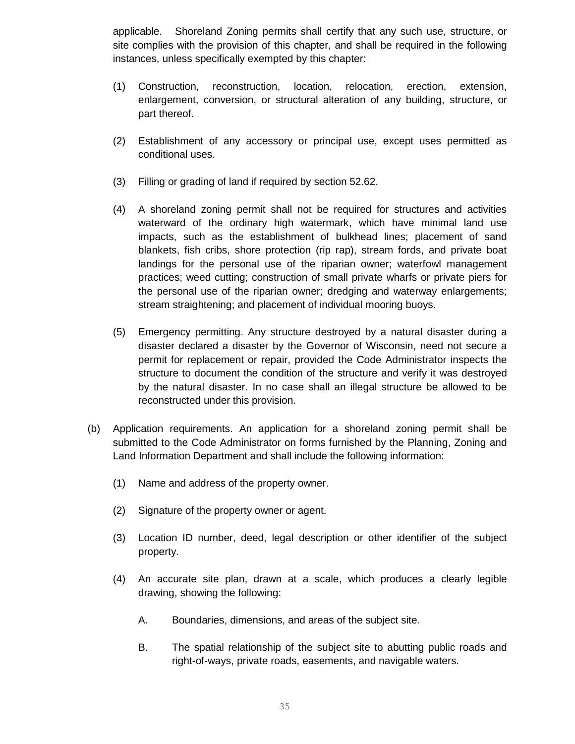applicable. Shoreland Zoning permits shall certify that any such use, structure, or site complies with the provision of this chapter, and shall be required in the following instances, unless specifically exempted by this chapter:

(1) Construction, reconstruction, location, relocation, erection, extension, enlargement, conversion, or structural alteration of any building, structure, or part thereof.

(2) Establishment of any accessory or principal use, except uses permitted as conditional uses.

(3) Filling or grading of land if required by section 52.62.

(4) A shoreland zoning permit shall not be required for structures and activities waterward of the ordinary high watermark, which have minimal land use impacts, such as the establishment of bulkhead lines; placement of sand blankets, fish cribs, shore protection (rip rap), stream fords, and private boat landings for the personal use of the riparian owner; waterfowl management practices; weed cutting; construction of small private wharfs or private piers for the personal use of the riparian owner; dredging and waterway enlargements; stream straightening; and placement of individual mooring buoys.

(5) Emergency permitting. Any structure destroyed by a natural disaster during a disaster declared a disaster by the Governor of Wisconsin, need not secure a permit for replacement or repair, provided the Code Administrator inspects the structure to document the condition of the structure and verify it was destroyed by the natural disaster. In no case shall an illegal structure be allowed to be reconstructed under this provision.

(b) Application requirements. An application for a shoreland zoning permit shall be submitted to the Code Administrator on forms furnished by the Planning, Zoning and Land Information Department and shall include the following information:

(1) Name and address of the property owner.

(2) Signature of the property owner or agent.

(3) Location ID number, deed, legal description or other identifier of the subject property.

(4) An accurate site plan, drawn at a scale, which produces a clearly legible drawing, showing the following:

A. Boundaries, dimensions, and areas of the subject site.

B. The spatial relationship of the subject site to abutting public roads and right-of-ways, private roads, easements, and navigable waters.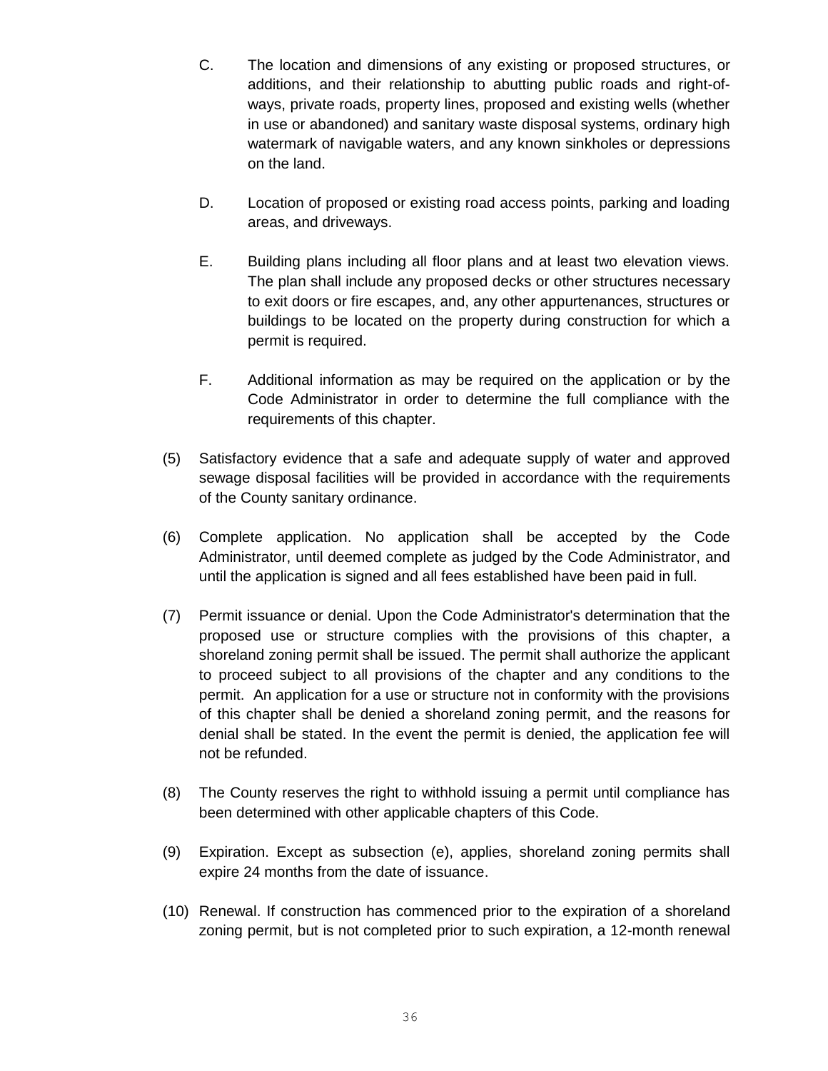C. The location and dimensions of any existing or proposed structures, or additions, and their relationship to abutting public roads and right-of-ways, private roads, property lines, proposed and existing wells (whether in use or abandoned) and sanitary waste disposal systems, ordinary high watermark of navigable waters, and any known sinkholes or depressions on the land.

D. Location of proposed or existing road access points, parking and loading areas, and driveways.

E. Building plans including all floor plans and at least two elevation views. The plan shall include any proposed decks or other structures necessary to exit doors or fire escapes, and, any other appurtenances, structures or buildings to be located on the property during construction for which a permit is required.

F. Additional information as may be required on the application or by the Code Administrator in order to determine the full compliance with the requirements of this chapter.

(5) Satisfactory evidence that a safe and adequate supply of water and approved sewage disposal facilities will be provided in accordance with the requirements of the County sanitary ordinance.

(6) Complete application. No application shall be accepted by the Code Administrator, until deemed complete as judged by the Code Administrator, and until the application is signed and all fees established have been paid in full.

(7) Permit issuance or denial. Upon the Code Administrator's determination that the proposed use or structure complies with the provisions of this chapter, a shoreland zoning permit shall be issued. The permit shall authorize the applicant to proceed subject to all provisions of the chapter and any conditions to the permit. An application for a use or structure not in conformity with the provisions of this chapter shall be denied a shoreland zoning permit, and the reasons for denial shall be stated. In the event the permit is denied, the application fee will not be refunded.

(8) The County reserves the right to withhold issuing a permit until compliance has been determined with other applicable chapters of this Code.

(9) Expiration. Except as subsection (e), applies, shoreland zoning permits shall expire 24 months from the date of issuance.

(10) Renewal. If construction has commenced prior to the expiration of a shoreland zoning permit, but is not completed prior to such expiration, a 12-month renewal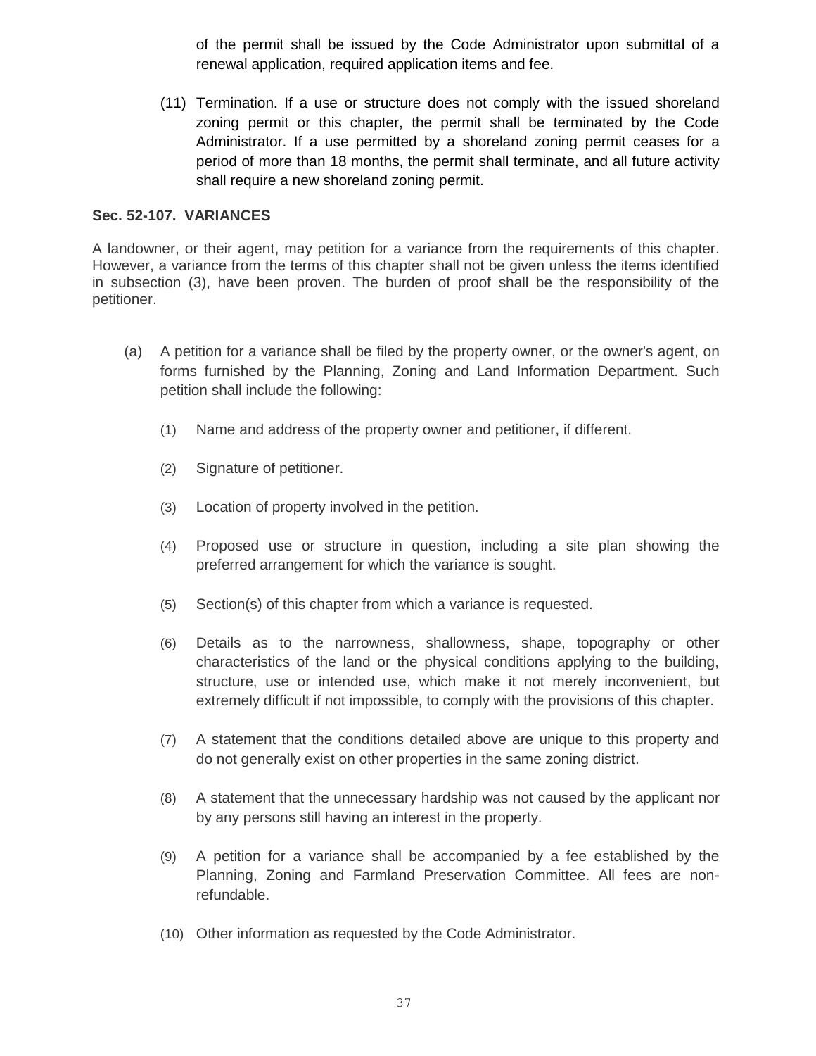of the permit shall be issued by the Code Administrator upon submittal of a renewal application, required application items and fee.

(11) Termination. If a use or structure does not comply with the issued shoreland zoning permit or this chapter, the permit shall be terminated by the Code Administrator. If a use permitted by a shoreland zoning permit ceases for a period of more than 18 months, the permit shall terminate, and all future activity shall require a new shoreland zoning permit.

**Sec. 52-107. VARIANCES**

A landowner, or their agent, may petition for a variance from the requirements of this chapter. However, a variance from the terms of this chapter shall not be given unless the items identified in subsection (3), have been proven. The burden of proof shall be the responsibility of the petitioner.

(a) A petition for a variance shall be filed by the property owner, or the owner's agent, on forms furnished by the Planning, Zoning and Land Information Department. Such petition shall include the following:

(1) Name and address of the property owner and petitioner, if different.

(2) Signature of petitioner.

(3) Location of property involved in the petition.

(4) Proposed use or structure in question, including a site plan showing the preferred arrangement for which the variance is sought.

(5) Section(s) of this chapter from which a variance is requested.

(6) Details as to the narrowness, shallowness, shape, topography or other characteristics of the land or the physical conditions applying to the building, structure, use or intended use, which make it not merely inconvenient, but extremely difficult if not impossible, to comply with the provisions of this chapter.

(7) A statement that the conditions detailed above are unique to this property and do not generally exist on other properties in the same zoning district.

(8) A statement that the unnecessary hardship was not caused by the applicant nor by any persons still having an interest in the property.

(9) A petition for a variance shall be accompanied by a fee established by the Planning, Zoning and Farmland Preservation Committee. All fees are non-refundable.

(10) Other information as requested by the Code Administrator.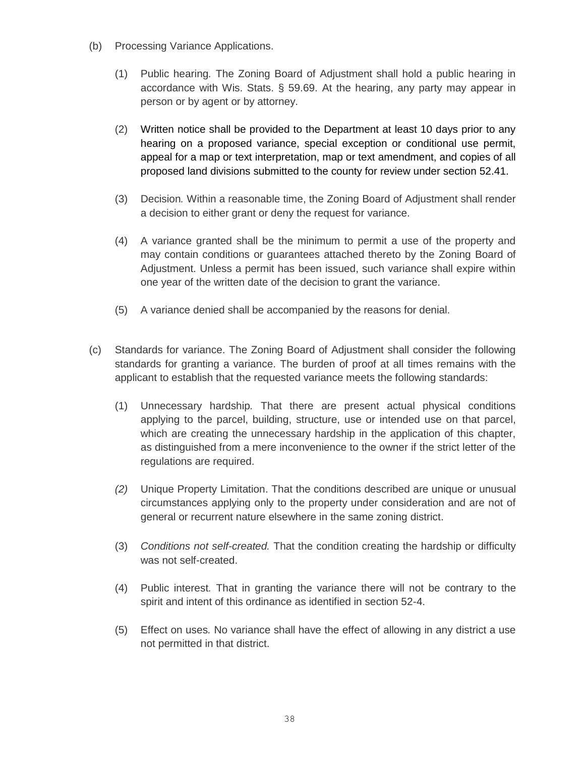(b) Processing Variance Applications.

(1) Public hearing. The Zoning Board of Adjustment shall hold a public hearing in accordance with Wis. Stats. § 59.69. At the hearing, any party may appear in person or by agent or by attorney.

(2) Written notice shall be provided to the Department at least 10 days prior to any hearing on a proposed variance, special exception or conditional use permit, appeal for a map or text interpretation, map or text amendment, and copies of all proposed land divisions submitted to the county for review under section 52.41.

(3) Decision. Within a reasonable time, the Zoning Board of Adjustment shall render a decision to either grant or deny the request for variance.

(4) A variance granted shall be the minimum to permit a use of the property and may contain conditions or guarantees attached thereto by the Zoning Board of Adjustment. Unless a permit has been issued, such variance shall expire within one year of the written date of the decision to grant the variance.

(5) A variance denied shall be accompanied by the reasons for denial.

(c) Standards for variance. The Zoning Board of Adjustment shall consider the following standards for granting a variance. The burden of proof at all times remains with the applicant to establish that the requested variance meets the following standards:

(1) Unnecessary hardship. That there are present actual physical conditions applying to the parcel, building, structure, use or intended use on that parcel, which are creating the unnecessary hardship in the application of this chapter, as distinguished from a mere inconvenience to the owner if the strict letter of the regulations are required.

*(2)* Unique Property Limitation. That the conditions described are unique or unusual circumstances applying only to the property under consideration and are not of general or recurrent nature elsewhere in the same zoning district.

(3) *Conditions not self-created.* That the condition creating the hardship or difficulty was not self-created.

(4) Public interest. That in granting the variance there will not be contrary to the spirit and intent of this ordinance as identified in section 52-4.

(5) Effect on uses. No variance shall have the effect of allowing in any district a use not permitted in that district.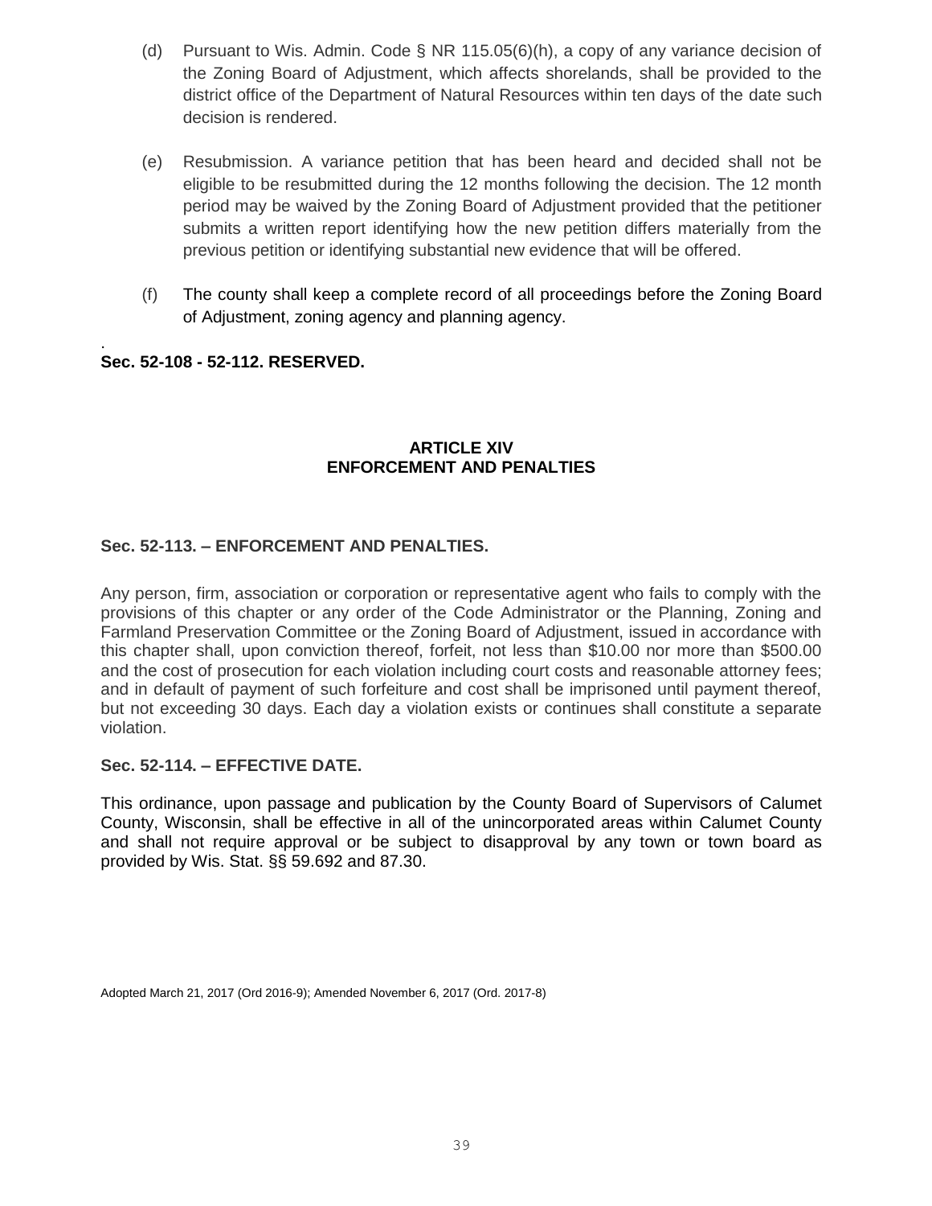(d) Pursuant to Wis. Admin. Code § NR 115.05(6)(h), a copy of any variance decision of the Zoning Board of Adjustment, which affects shorelands, shall be provided to the district office of the Department of Natural Resources within ten days of the date such decision is rendered.

(e) Resubmission. A variance petition that has been heard and decided shall not be eligible to be resubmitted during the 12 months following the decision. The 12 month period may be waived by the Zoning Board of Adjustment provided that the petitioner submits a written report identifying how the new petition differs materially from the previous petition or identifying substantial new evidence that will be offered.

(f) The county shall keep a complete record of all proceedings before the Zoning Board of Adjustment, zoning agency and planning agency.

.

**Sec. 52-108 - 52-112. RESERVED.**

## ARTICLE XIV
## ENFORCEMENT AND PENALTIES

### Sec. 52-113. – ENFORCEMENT AND PENALTIES.

Any person, firm, association or corporation or representative agent who fails to comply with the provisions of this chapter or any order of the Code Administrator or the Planning, Zoning and Farmland Preservation Committee or the Zoning Board of Adjustment, issued in accordance with this chapter shall, upon conviction thereof, forfeit, not less than $10.00 nor more than $500.00 and the cost of prosecution for each violation including court costs and reasonable attorney fees; and in default of payment of such forfeiture and cost shall be imprisoned until payment thereof, but not exceeding 30 days. Each day a violation exists or continues shall constitute a separate violation.

### Sec. 52-114. – EFFECTIVE DATE.

This ordinance, upon passage and publication by the County Board of Supervisors of Calumet County, Wisconsin, shall be effective in all of the unincorporated areas within Calumet County and shall not require approval or be subject to disapproval by any town or town board as provided by Wis. Stat. §§ 59.692 and 87.30.

Adopted March 21, 2017 (Ord 2016-9); Amended November 6, 2017 (Ord. 2017-8)